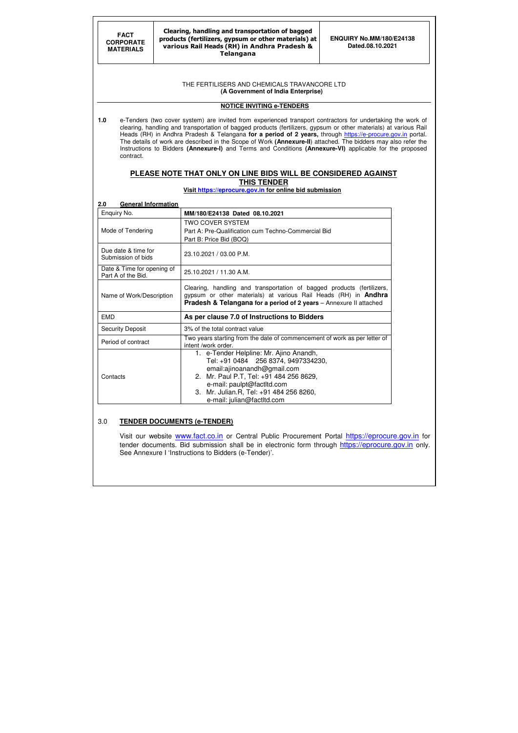| FACT CORPORATE MATERIALS | Clearing, handling and transportation of bagged products (fertilizers, gypsum or other materials) at various Rail Heads (RH) in Andhra Pradesh & Telangana | ENQUIRY No.MM/180/E24138 Dated.08.10.2021 |
|---|---|---|

THE FERTILISERS AND CHEMICALS TRAVANCORE LTD
**(A Government of India Enterprise)**

## NOTICE INVITING e-TENDERS

**1.0** e-Tenders (two cover system) are invited from experienced transport contractors for undertaking the work of clearing, handling and transportation of bagged products (fertilizers, gypsum or other materials) at various Rail Heads (RH) in Andhra Pradesh & Telangana **for a period of 2 years,** through https://e-procure.gov.in portal. The details of work are described in the Scope of Work **(Annexure-II**) attached. The bidders may also refer the Instructions to Bidders **(Annexure-I)** and Terms and Conditions **(Annexure-VI)** applicable for the proposed contract.

## PLEASE NOTE THAT ONLY ON LINE BIDS WILL BE CONSIDERED AGAINST THIS TENDER

**Visit https://eprocure.gov.in for online bid submission**

### 2.0 General Information

| Enquiry No. | **MM/180/E24138 Dated 08.10.2021** |
|---|---|
| Mode of Tendering | TWO COVER SYSTEM<br>Part A: Pre-Qualification cum Techno-Commercial Bid<br>Part B: Price Bid (BOQ) |
| Due date & time for Submission of bids | 23.10.2021 / 03.00 P.M. |
| Date & Time for opening of Part A of the Bid. | 25.10.2021 / 11.30 A.M. |
| Name of Work/Description | Clearing, handling and transportation of bagged products (fertilizers, gypsum or other materials) at various Rail Heads (RH) in **Andhra Pradesh & Telangana for a period of 2 years** – Annexure II attached |
| EMD | **As per clause 7.0 of Instructions to Bidders** |
| Security Deposit | 3% of the total contract value |
| Period of contract | Two years starting from the date of commencement of work as per letter of intent /work order. |
| Contacts | 1. e-Tender Helpline: Mr. Ajino Anandh, Tel: +91 0484 256 8374, 9497334230, email:ajinoanandh@gmail.com<br>2. Mr. Paul P.T, Tel: +91 484 256 8629, e-mail: paulpt@factltd.com<br>3. Mr. Julian.R, Tel: +91 484 256 8260, e-mail: julian@factltd.com |

### 3.0 TENDER DOCUMENTS (e-TENDER)

Visit our website www.fact.co.in or Central Public Procurement Portal https://eprocure.gov.in for tender documents. Bid submission shall be in electronic form through https://eprocure.gov.in only. See Annexure I 'Instructions to Bidders (e-Tender)'.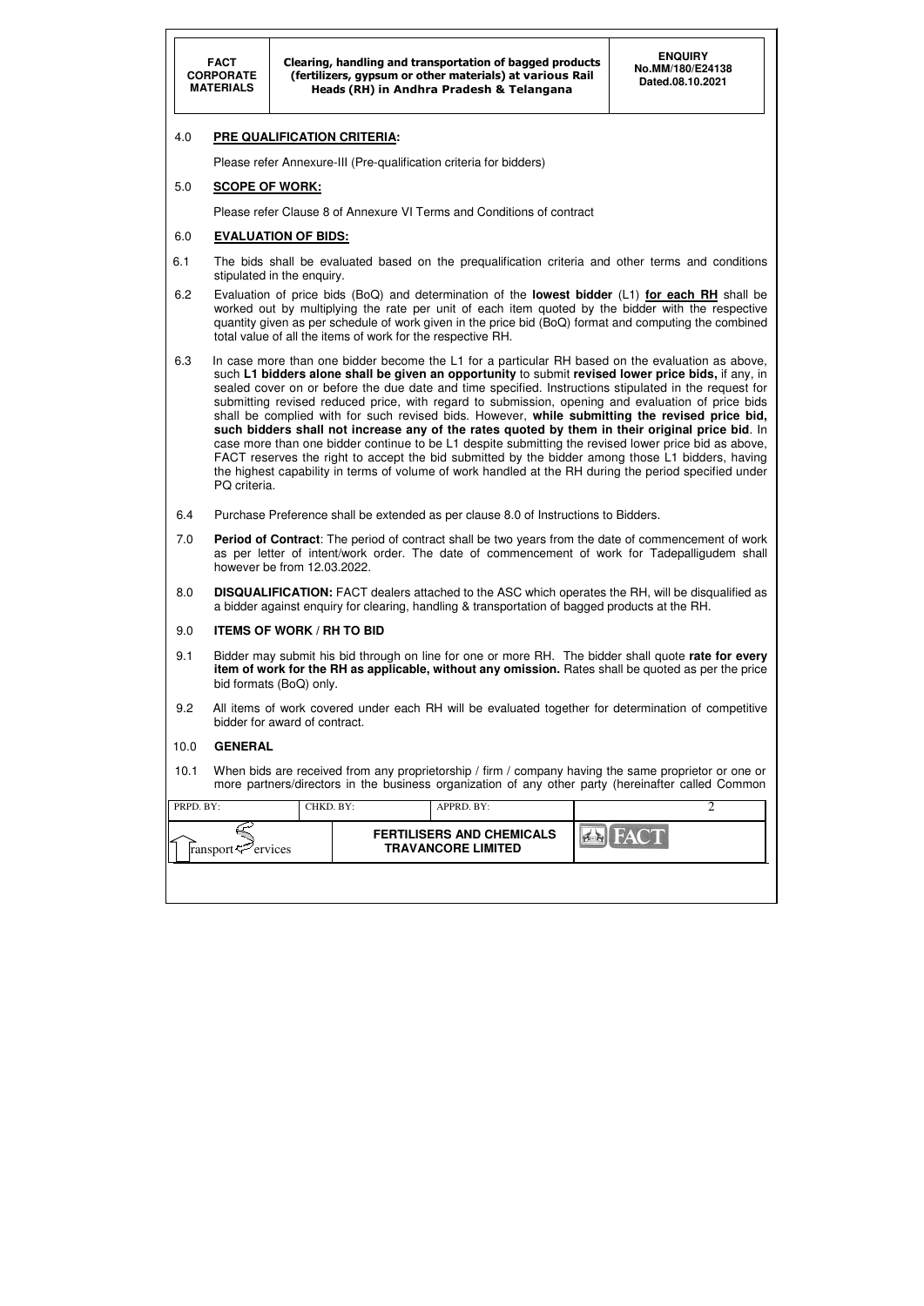### 4.0 PRE QUALIFICATION CRITERIA:

Please refer Annexure-III (Pre-qualification criteria for bidders)

### 5.0 SCOPE OF WORK:

Please refer Clause 8 of Annexure VI Terms and Conditions of contract

### 6.0 EVALUATION OF BIDS:

6.1 The bids shall be evaluated based on the prequalification criteria and other terms and conditions stipulated in the enquiry.

6.2 Evaluation of price bids (BoQ) and determination of the **lowest bidder** (L1) **for each RH** shall be worked out by multiplying the rate per unit of each item quoted by the bidder with the respective quantity given as per schedule of work given in the price bid (BoQ) format and computing the combined total value of all the items of work for the respective RH.

6.3 In case more than one bidder become the L1 for a particular RH based on the evaluation as above, such **L1 bidders alone shall be given an opportunity** to submit **revised lower price bids,** if any, in sealed cover on or before the due date and time specified. Instructions stipulated in the request for submitting revised reduced price, with regard to submission, opening and evaluation of price bids shall be complied with for such revised bids. However, **while submitting the revised price bid, such bidders shall not increase any of the rates quoted by them in their original price bid**. In case more than one bidder continue to be L1 despite submitting the revised lower price bid as above, FACT reserves the right to accept the bid submitted by the bidder among those L1 bidders, having the highest capability in terms of volume of work handled at the RH during the period specified under PQ criteria.

6.4 Purchase Preference shall be extended as per clause 8.0 of Instructions to Bidders.

7.0 **Period of Contract**: The period of contract shall be two years from the date of commencement of work as per letter of intent/work order. The date of commencement of work for Tadepalligudem shall however be from 12.03.2022.

8.0 **DISQUALIFICATION:** FACT dealers attached to the ASC which operates the RH, will be disqualified as a bidder against enquiry for clearing, handling & transportation of bagged products at the RH.

### 9.0 ITEMS OF WORK / RH TO BID

9.1 Bidder may submit his bid through on line for one or more RH. The bidder shall quote **rate for every item of work for the RH as applicable, without any omission.** Rates shall be quoted as per the price bid formats (BoQ) only.

9.2 All items of work covered under each RH will be evaluated together for determination of competitive bidder for award of contract.

### 10.0 GENERAL

10.1 When bids are received from any proprietorship / firm / company having the same proprietor or one or more partners/directors in the business organization of any other party (hereinafter called Common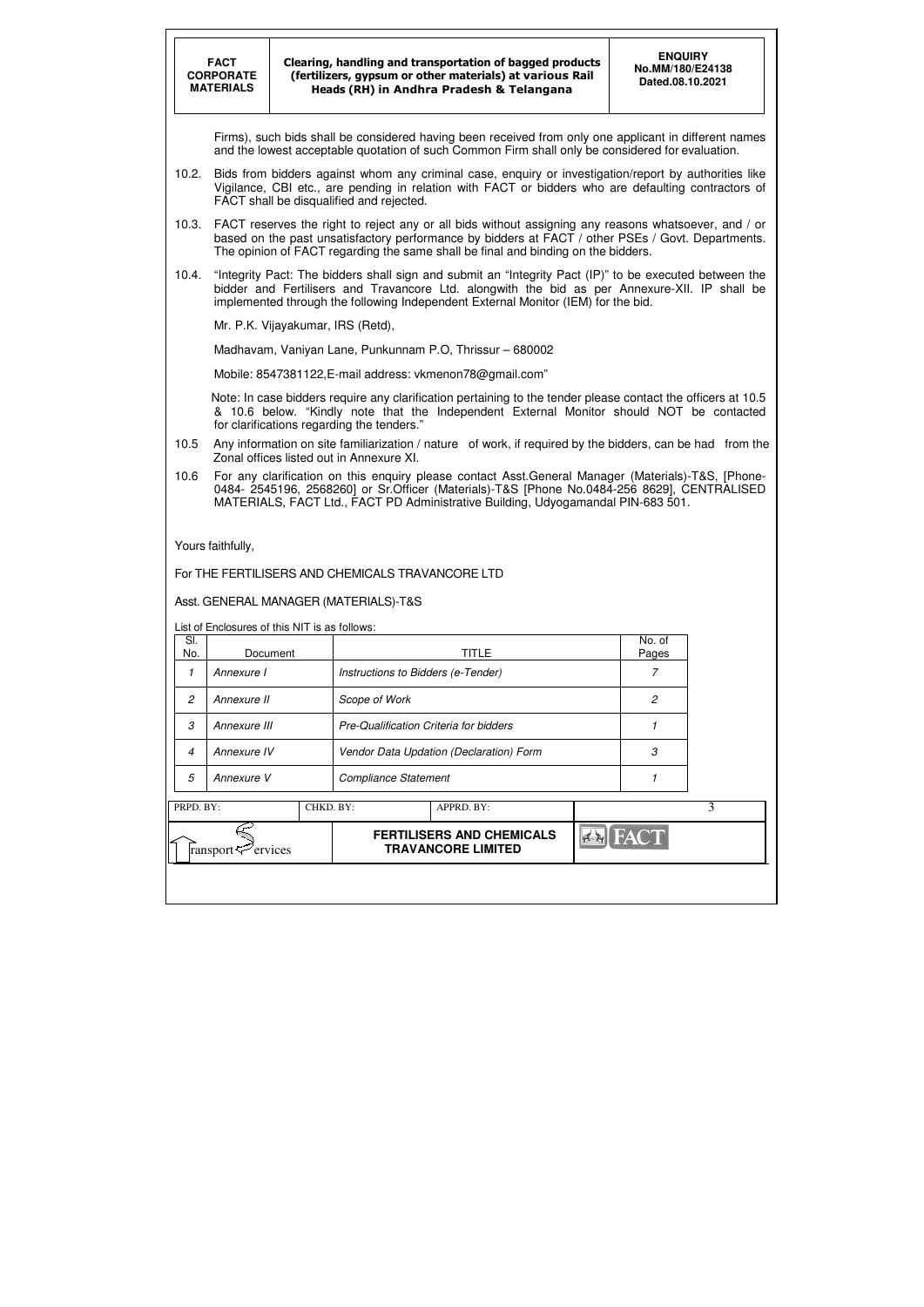Firms), such bids shall be considered having been received from only one applicant in different names and the lowest acceptable quotation of such Common Firm shall only be considered for evaluation.

10.2. Bids from bidders against whom any criminal case, enquiry or investigation/report by authorities like Vigilance, CBI etc., are pending in relation with FACT or bidders who are defaulting contractors of FACT shall be disqualified and rejected.

10.3. FACT reserves the right to reject any or all bids without assigning any reasons whatsoever, and / or based on the past unsatisfactory performance by bidders at FACT / other PSEs / Govt. Departments. The opinion of FACT regarding the same shall be final and binding on the bidders.

10.4. "Integrity Pact: The bidders shall sign and submit an "Integrity Pact (IP)" to be executed between the bidder and Fertilisers and Travancore Ltd. alongwith the bid as per Annexure-XII. IP shall be implemented through the following Independent External Monitor (IEM) for the bid.

Mr. P.K. Vijayakumar, IRS (Retd),

Madhavam, Vaniyan Lane, Punkunnam P.O, Thrissur – 680002

Mobile: 8547381122,E-mail address: vkmenon78@gmail.com"

Note: In case bidders require any clarification pertaining to the tender please contact the officers at 10.5 & 10.6 below. "Kindly note that the Independent External Monitor should NOT be contacted for clarifications regarding the tenders."

10.5 Any information on site familiarization / nature of work, if required by the bidders, can be had from the Zonal offices listed out in Annexure XI.

10.6 For any clarification on this enquiry please contact Asst.General Manager (Materials)-T&S, [Phone-0484- 2545196, 2568260] or Sr.Officer (Materials)-T&S [Phone No.0484-256 8629], CENTRALISED MATERIALS, FACT Ltd., FACT PD Administrative Building, Udyogamandal PIN-683 501.

Yours faithfully,

For THE FERTILISERS AND CHEMICALS TRAVANCORE LTD

Asst. GENERAL MANAGER (MATERIALS)-T&S

List of Enclosures of this NIT is as follows:

| Sl. No. | Document | TITLE | No. of Pages |
|---|---|---|---|
| *1* | *Annexure I* | *Instructions to Bidders (e-Tender)* | *7* |
| *2* | *Annexure II* | *Scope of Work* | *2* |
| *3* | *Annexure III* | *Pre-Qualification Criteria for bidders* | *1* |
| *4* | *Annexure IV* | *Vendor Data Updation (Declaration) Form* | *3* |
| *5* | *Annexure V* | *Compliance Statement* | *1* |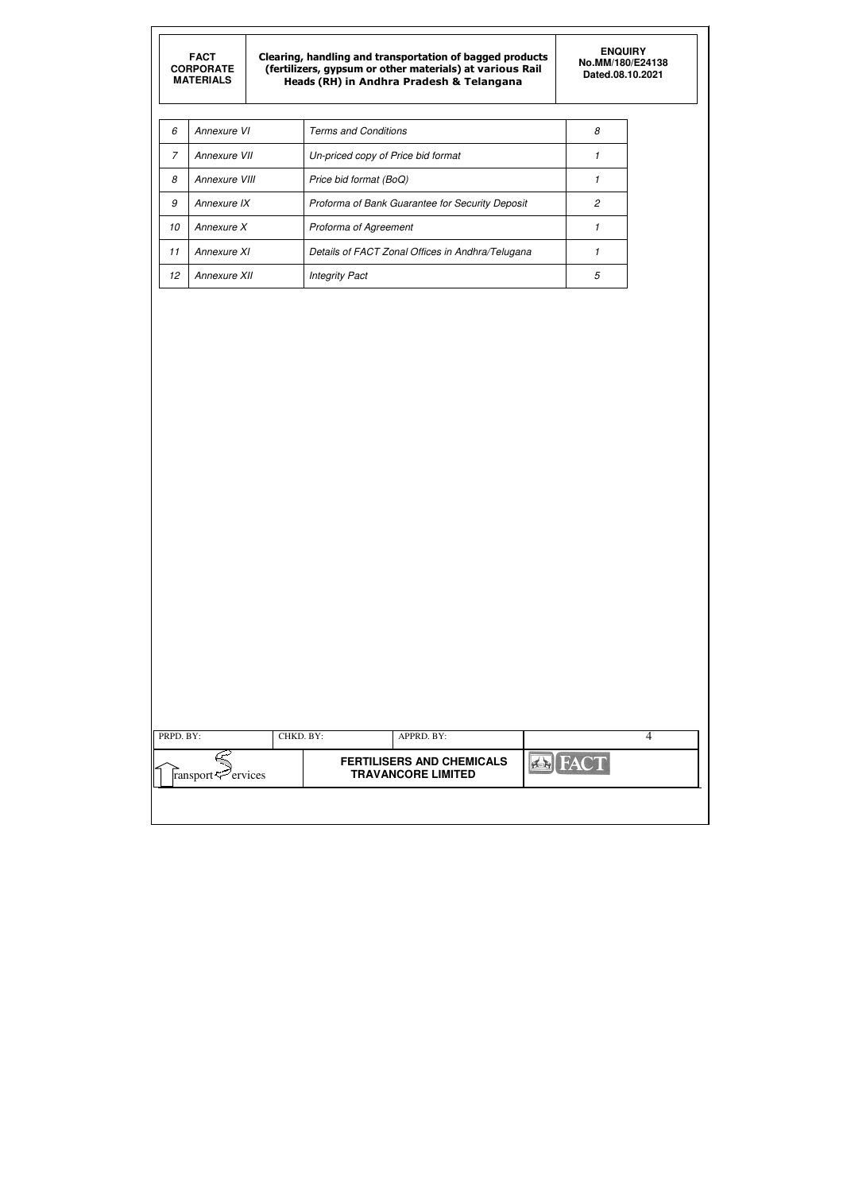| 6 | Annexure VI | Terms and Conditions | 8 |
|---|---|---|---|
| 7 | Annexure VII | Un-priced copy of Price bid format | 1 |
| 8 | Annexure VIII | Price bid format (BoQ) | 1 |
| 9 | Annexure IX | Proforma of Bank Guarantee for Security Deposit | 2 |
| 10 | Annexure X | Proforma of Agreement | 1 |
| 11 | Annexure XI | Details of FACT Zonal Offices in Andhra/Telugana | 1 |
| 12 | Annexure XII | Integrity Pact | 5 |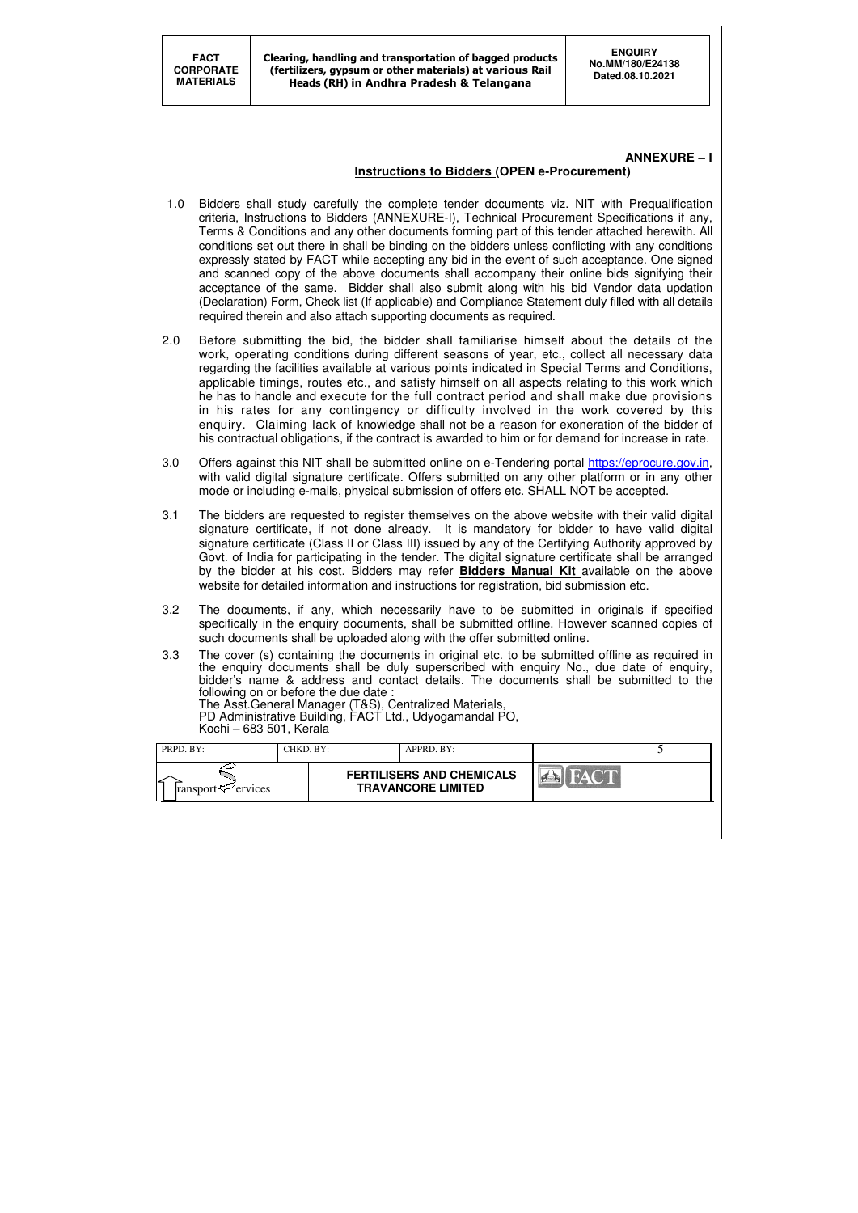**ANNEXURE – I**

**Instructions to Bidders (OPEN e-Procurement)**

1.0 Bidders shall study carefully the complete tender documents viz. NIT with Prequalification criteria, Instructions to Bidders (ANNEXURE-I), Technical Procurement Specifications if any, Terms & Conditions and any other documents forming part of this tender attached herewith. All conditions set out there in shall be binding on the bidders unless conflicting with any conditions expressly stated by FACT while accepting any bid in the event of such acceptance. One signed and scanned copy of the above documents shall accompany their online bids signifying their acceptance of the same. Bidder shall also submit along with his bid Vendor data updation (Declaration) Form, Check list (If applicable) and Compliance Statement duly filled with all details required therein and also attach supporting documents as required.

2.0 Before submitting the bid, the bidder shall familiarise himself about the details of the work, operating conditions during different seasons of year, etc., collect all necessary data regarding the facilities available at various points indicated in Special Terms and Conditions, applicable timings, routes etc., and satisfy himself on all aspects relating to this work which he has to handle and execute for the full contract period and shall make due provisions in his rates for any contingency or difficulty involved in the work covered by this enquiry. Claiming lack of knowledge shall not be a reason for exoneration of the bidder of his contractual obligations, if the contract is awarded to him or for demand for increase in rate.

3.0 Offers against this NIT shall be submitted online on e-Tendering portal https://eprocure.gov.in, with valid digital signature certificate. Offers submitted on any other platform or in any other mode or including e-mails, physical submission of offers etc. SHALL NOT be accepted.

3.1 The bidders are requested to register themselves on the above website with their valid digital signature certificate, if not done already. It is mandatory for bidder to have valid digital signature certificate (Class II or Class III) issued by any of the Certifying Authority approved by Govt. of India for participating in the tender. The digital signature certificate shall be arranged by the bidder at his cost. Bidders may refer **Bidders Manual Kit** available on the above website for detailed information and instructions for registration, bid submission etc.

3.2 The documents, if any, which necessarily have to be submitted in originals if specified specifically in the enquiry documents, shall be submitted offline. However scanned copies of such documents shall be uploaded along with the offer submitted online.

3.3 The cover (s) containing the documents in original etc. to be submitted offline as required in the enquiry documents shall be duly superscribed with enquiry No., due date of enquiry, bidder's name & address and contact details. The documents shall be submitted to the following on or before the due date :
The Asst.General Manager (T&S), Centralized Materials,
PD Administrative Building, FACT Ltd., Udyogamandal PO,
Kochi – 683 501, Kerala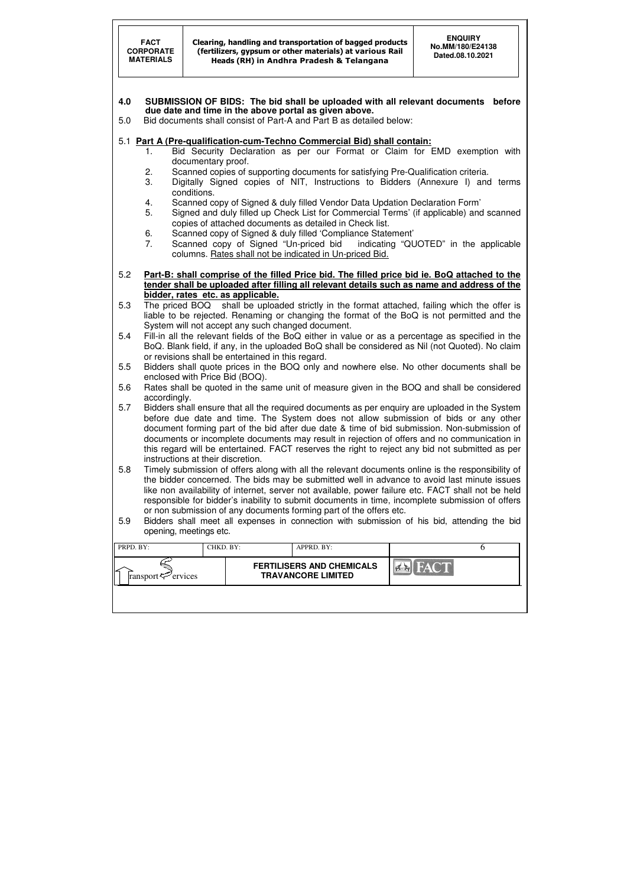**4.0 SUBMISSION OF BIDS: The bid shall be uploaded with all relevant documents before due date and time in the above portal as given above.**

5.0 Bid documents shall consist of Part-A and Part B as detailed below:

5.1 **Part A (Pre-qualification-cum-Techno Commercial Bid) shall contain:**

1. Bid Security Declaration as per our Format or Claim for EMD exemption with documentary proof.
2. Scanned copies of supporting documents for satisfying Pre-Qualification criteria.
3. Digitally Signed copies of NIT, Instructions to Bidders (Annexure I) and terms conditions.
4. Scanned copy of Signed & duly filled Vendor Data Updation Declaration Form'
5. Signed and duly filled up Check List for Commercial Terms' (if applicable) and scanned copies of attached documents as detailed in Check list.
6. Scanned copy of Signed & duly filled 'Compliance Statement'
7. Scanned copy of Signed "Un-priced bid indicating "QUOTED" in the applicable columns. Rates shall not be indicated in Un-priced Bid.

5.2 **Part-B: shall comprise of the filled Price bid. The filled price bid ie. BoQ attached to the tender shall be uploaded after filling all relevant details such as name and address of the bidder, rates etc. as applicable.**

5.3 The priced BOQ shall be uploaded strictly in the format attached, failing which the offer is liable to be rejected. Renaming or changing the format of the BoQ is not permitted and the System will not accept any such changed document.

5.4 Fill-in all the relevant fields of the BoQ either in value or as a percentage as specified in the BoQ. Blank field, if any, in the uploaded BoQ shall be considered as Nil (not Quoted). No claim or revisions shall be entertained in this regard.

5.5 Bidders shall quote prices in the BOQ only and nowhere else. No other documents shall be enclosed with Price Bid (BOQ).

5.6 Rates shall be quoted in the same unit of measure given in the BOQ and shall be considered accordingly.

5.7 Bidders shall ensure that all the required documents as per enquiry are uploaded in the System before due date and time. The System does not allow submission of bids or any other document forming part of the bid after due date & time of bid submission. Non-submission of documents or incomplete documents may result in rejection of offers and no communication in this regard will be entertained. FACT reserves the right to reject any bid not submitted as per instructions at their discretion.

5.8 Timely submission of offers along with all the relevant documents online is the responsibility of the bidder concerned. The bids may be submitted well in advance to avoid last minute issues like non availability of internet, server not available, power failure etc. FACT shall not be held responsible for bidder's inability to submit documents in time, incomplete submission of offers or non submission of any documents forming part of the offers etc.

5.9 Bidders shall meet all expenses in connection with submission of his bid, attending the bid opening, meetings etc.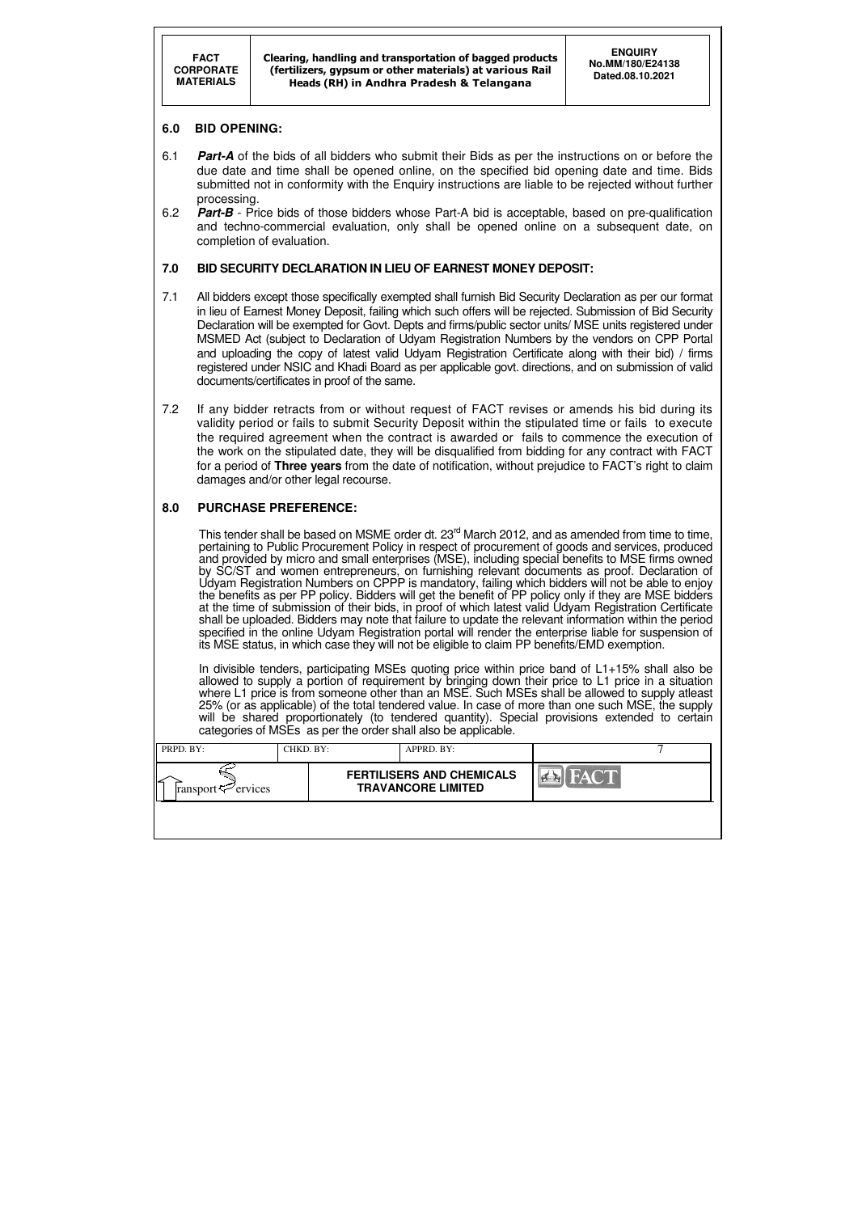## 6.0 BID OPENING:

6.1 ***Part-A*** of the bids of all bidders who submit their Bids as per the instructions on or before the due date and time shall be opened online, on the specified bid opening date and time. Bids submitted not in conformity with the Enquiry instructions are liable to be rejected without further processing.

6.2 ***Part-B*** - Price bids of those bidders whose Part-A bid is acceptable, based on pre-qualification and techno-commercial evaluation, only shall be opened online on a subsequent date, on completion of evaluation.

## 7.0 BID SECURITY DECLARATION IN LIEU OF EARNEST MONEY DEPOSIT:

7.1 All bidders except those specifically exempted shall furnish Bid Security Declaration as per our format in lieu of Earnest Money Deposit, failing which such offers will be rejected. Submission of Bid Security Declaration will be exempted for Govt. Depts and firms/public sector units/ MSE units registered under MSMED Act (subject to Declaration of Udyam Registration Numbers by the vendors on CPP Portal and uploading the copy of latest valid Udyam Registration Certificate along with their bid) / firms registered under NSIC and Khadi Board as per applicable govt. directions, and on submission of valid documents/certificates in proof of the same.

7.2 If any bidder retracts from or without request of FACT revises or amends his bid during its validity period or fails to submit Security Deposit within the stipulated time or fails to execute the required agreement when the contract is awarded or fails to commence the execution of the work on the stipulated date, they will be disqualified from bidding for any contract with FACT for a period of **Three years** from the date of notification, without prejudice to FACT's right to claim damages and/or other legal recourse.

## 8.0 PURCHASE PREFERENCE:

This tender shall be based on MSME order dt. 23rd March 2012, and as amended from time to time, pertaining to Public Procurement Policy in respect of procurement of goods and services, produced and provided by micro and small enterprises (MSE), including special benefits to MSE firms owned by SC/ST and women entrepreneurs, on furnishing relevant documents as proof. Declaration of Udyam Registration Numbers on CPPP is mandatory, failing which bidders will not be able to enjoy the benefits as per PP policy. Bidders will get the benefit of PP policy only if they are MSE bidders at the time of submission of their bids, in proof of which latest valid Udyam Registration Certificate shall be uploaded. Bidders may note that failure to update the relevant information within the period specified in the online Udyam Registration portal will render the enterprise liable for suspension of its MSE status, in which case they will not be eligible to claim PP benefits/EMD exemption.

In divisible tenders, participating MSEs quoting price within price band of L1+15% shall also be allowed to supply a portion of requirement by bringing down their price to L1 price in a situation where L1 price is from someone other than an MSE. Such MSEs shall be allowed to supply atleast 25% (or as applicable) of the total tendered value. In case of more than one such MSE, the supply will be shared proportionately (to tendered quantity). Special provisions extended to certain categories of MSEs as per the order shall also be applicable.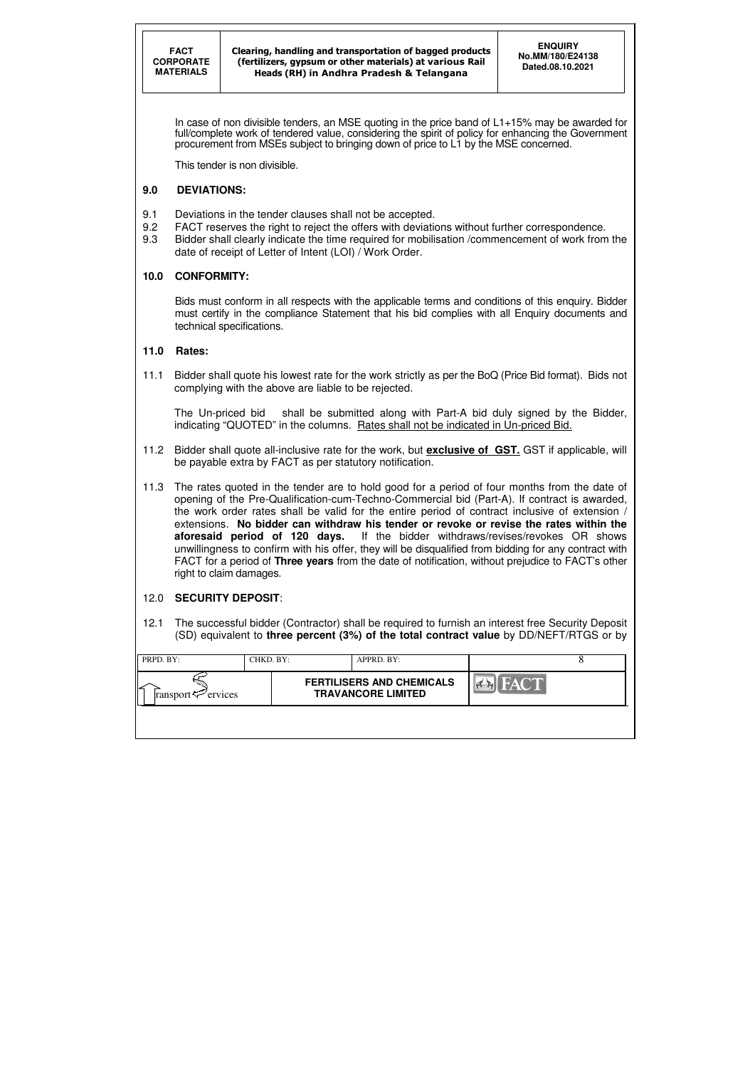In case of non divisible tenders, an MSE quoting in the price band of L1+15% may be awarded for full/complete work of tendered value, considering the spirit of policy for enhancing the Government procurement from MSEs subject to bringing down of price to L1 by the MSE concerned.

This tender is non divisible.

## 9.0 DEVIATIONS:

9.1 Deviations in the tender clauses shall not be accepted.

9.2 FACT reserves the right to reject the offers with deviations without further correspondence.

9.3 Bidder shall clearly indicate the time required for mobilisation /commencement of work from the date of receipt of Letter of Intent (LOI) / Work Order.

## 10.0 CONFORMITY:

Bids must conform in all respects with the applicable terms and conditions of this enquiry. Bidder must certify in the compliance Statement that his bid complies with all Enquiry documents and technical specifications.

## 11.0 Rates:

11.1 Bidder shall quote his lowest rate for the work strictly as per the BoQ (Price Bid format). Bids not complying with the above are liable to be rejected.

The Un-priced bid shall be submitted along with Part-A bid duly signed by the Bidder, indicating "QUOTED" in the columns. Rates shall not be indicated in Un-priced Bid.

11.2 Bidder shall quote all-inclusive rate for the work, but **exclusive of GST.** GST if applicable, will be payable extra by FACT as per statutory notification.

11.3 The rates quoted in the tender are to hold good for a period of four months from the date of opening of the Pre-Qualification-cum-Techno-Commercial bid (Part-A). If contract is awarded, the work order rates shall be valid for the entire period of contract inclusive of extension / extensions. **No bidder can withdraw his tender or revoke or revise the rates within the aforesaid period of 120 days.** If the bidder withdraws/revises/revokes OR shows unwillingness to confirm with his offer, they will be disqualified from bidding for any contract with FACT for a period of **Three years** from the date of notification, without prejudice to FACT's other right to claim damages.

## 12.0 SECURITY DEPOSIT:

12.1 The successful bidder (Contractor) shall be required to furnish an interest free Security Deposit (SD) equivalent to **three percent (3%) of the total contract value** by DD/NEFT/RTGS or by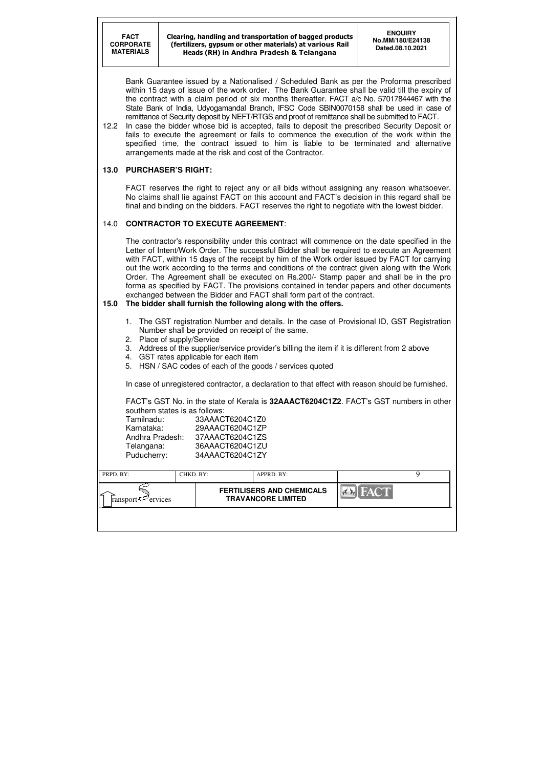Bank Guarantee issued by a Nationalised / Scheduled Bank as per the Proforma prescribed within 15 days of issue of the work order. The Bank Guarantee shall be valid till the expiry of the contract with a claim period of six months thereafter. FACT a/c No. 57017844467 with the State Bank of India, Udyogamandal Branch, IFSC Code SBIN0070158 shall be used in case of remittance of Security deposit by NEFT/RTGS and proof of remittance shall be submitted to FACT.

12.2 In case the bidder whose bid is accepted, fails to deposit the prescribed Security Deposit or fails to execute the agreement or fails to commence the execution of the work within the specified time, the contract issued to him is liable to be terminated and alternative arrangements made at the risk and cost of the Contractor.

## 13.0 PURCHASER'S RIGHT:

FACT reserves the right to reject any or all bids without assigning any reason whatsoever. No claims shall lie against FACT on this account and FACT's decision in this regard shall be final and binding on the bidders. FACT reserves the right to negotiate with the lowest bidder.

## 14.0 CONTRACTOR TO EXECUTE AGREEMENT:

The contractor's responsibility under this contract will commence on the date specified in the Letter of Intent/Work Order. The successful Bidder shall be required to execute an Agreement with FACT, within 15 days of the receipt by him of the Work order issued by FACT for carrying out the work according to the terms and conditions of the contract given along with the Work Order. The Agreement shall be executed on Rs.200/- Stamp paper and shall be in the pro forma as specified by FACT. The provisions contained in tender papers and other documents exchanged between the Bidder and FACT shall form part of the contract.

## 15.0 The bidder shall furnish the following along with the offers.

1. The GST registration Number and details. In the case of Provisional ID, GST Registration Number shall be provided on receipt of the same.
2. Place of supply/Service
3. Address of the supplier/service provider's billing the item if it is different from 2 above
4. GST rates applicable for each item
5. HSN / SAC codes of each of the goods / services quoted

In case of unregistered contractor, a declaration to that effect with reason should be furnished.

FACT's GST No. in the state of Kerala is **32AAACT6204C1Z2**. FACT's GST numbers in other southern states is as follows:

| | |
|---|---|
| Tamilnadu: | 33AAACT6204C1Z0 |
| Karnataka: | 29AAACT6204C1ZP |
| Andhra Pradesh: | 37AAACT6204C1ZS |
| Telangana: | 36AAACT6204C1ZU |
| Puducherry: | 34AAACT6204C1ZY |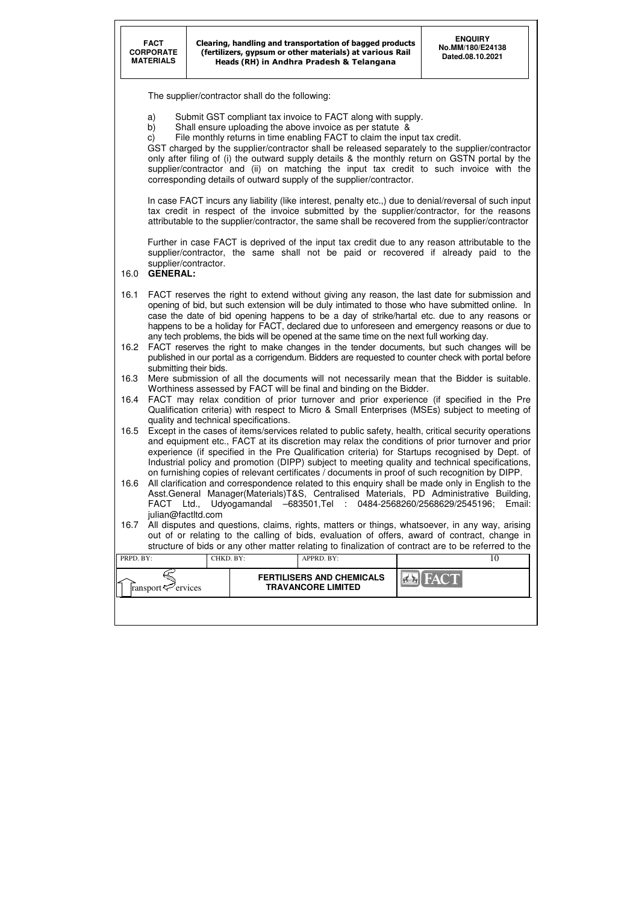The supplier/contractor shall do the following:

a) Submit GST compliant tax invoice to FACT along with supply.
b) Shall ensure uploading the above invoice as per statute &
c) File monthly returns in time enabling FACT to claim the input tax credit.

GST charged by the supplier/contractor shall be released separately to the supplier/contractor only after filing of (i) the outward supply details & the monthly return on GSTN portal by the supplier/contractor and (ii) on matching the input tax credit to such invoice with the corresponding details of outward supply of the supplier/contractor.

In case FACT incurs any liability (like interest, penalty etc.,) due to denial/reversal of such input tax credit in respect of the invoice submitted by the supplier/contractor, for the reasons attributable to the supplier/contractor, the same shall be recovered from the supplier/contractor

Further in case FACT is deprived of the input tax credit due to any reason attributable to the supplier/contractor, the same shall not be paid or recovered if already paid to the supplier/contractor.

## 16.0 GENERAL:

16.1 FACT reserves the right to extend without giving any reason, the last date for submission and opening of bid, but such extension will be duly intimated to those who have submitted online. In case the date of bid opening happens to be a day of strike/hartal etc. due to any reasons or happens to be a holiday for FACT, declared due to unforeseen and emergency reasons or due to any tech problems, the bids will be opened at the same time on the next full working day.

16.2 FACT reserves the right to make changes in the tender documents, but such changes will be published in our portal as a corrigendum. Bidders are requested to counter check with portal before submitting their bids.

16.3 Mere submission of all the documents will not necessarily mean that the Bidder is suitable. Worthiness assessed by FACT will be final and binding on the Bidder.

16.4 FACT may relax condition of prior turnover and prior experience (if specified in the Pre Qualification criteria) with respect to Micro & Small Enterprises (MSEs) subject to meeting of quality and technical specifications.

16.5 Except in the cases of items/services related to public safety, health, critical security operations and equipment etc., FACT at its discretion may relax the conditions of prior turnover and prior experience (if specified in the Pre Qualification criteria) for Startups recognised by Dept. of Industrial policy and promotion (DIPP) subject to meeting quality and technical specifications, on furnishing copies of relevant certificates / documents in proof of such recognition by DIPP.

16.6 All clarification and correspondence related to this enquiry shall be made only in English to the Asst.General Manager(Materials)T&S, Centralised Materials, PD Administrative Building, FACT Ltd., Udyogamandal –683501,Tel : 0484-2568260/2568629/2545196; Email: julian@factltd.com

16.7 All disputes and questions, claims, rights, matters or things, whatsoever, in any way, arising out of or relating to the calling of bids, evaluation of offers, award of contract, change in structure of bids or any other matter relating to finalization of contract are to be referred to the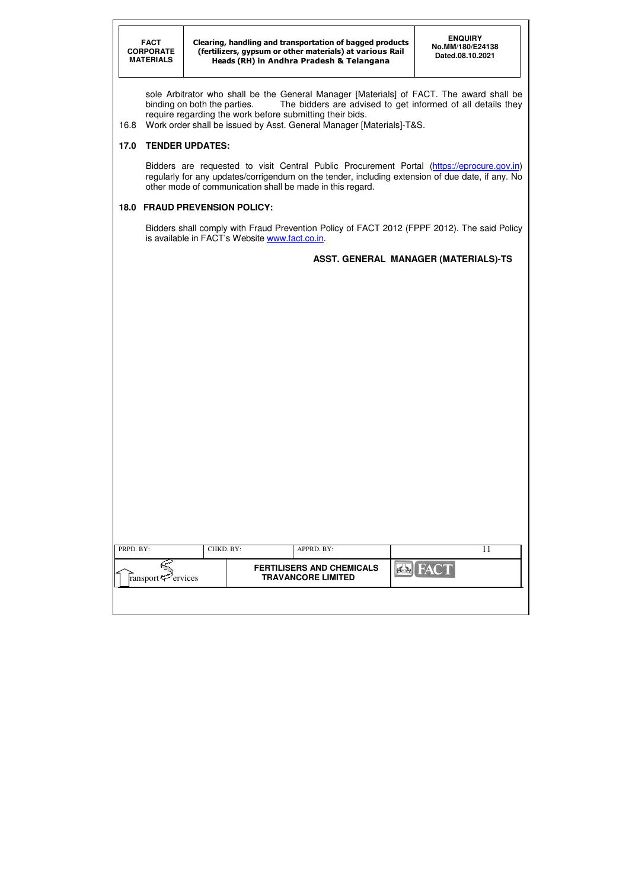sole Arbitrator who shall be the General Manager [Materials] of FACT. The award shall be binding on both the parties. The bidders are advised to get informed of all details they require regarding the work before submitting their bids.

16.8 Work order shall be issued by Asst. General Manager [Materials]-T&S.

## 17.0 TENDER UPDATES:

Bidders are requested to visit Central Public Procurement Portal (https://eprocure.gov.in) regularly for any updates/corrigendum on the tender, including extension of due date, if any. No other mode of communication shall be made in this regard.

## 18.0 FRAUD PREVENSION POLICY:

Bidders shall comply with Fraud Prevention Policy of FACT 2012 (FPPF 2012). The said Policy is available in FACT's Website www.fact.co.in.

**ASST. GENERAL MANAGER (MATERIALS)-TS**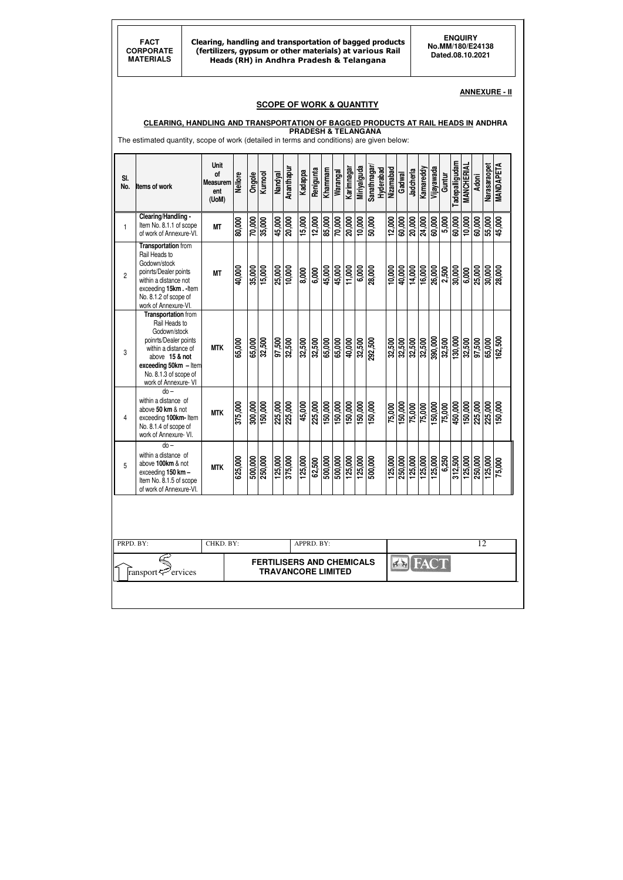**ANNEXURE - II**

## SCOPE OF WORK & QUANTITY

### CLEARING, HANDLING AND TRANSPORTATION OF BAGGED PRODUCTS AT RAIL HEADS IN ANDHRA PRADESH & TELANGANA

The estimated quantity, scope of work (detailed in terms and conditions) are given below:

| Sl. No. | Items of work | Unit of Measurement (UoM) | Nellore | Ongole | Kurnool | Nandyal | Ananthapur | Kadappa | Renigunta | Khammam | Warangal | Karimnagar | Miriyalguda | Sanathnagar/ Hyderabad | Nizamabad | Gadwal | Jadcherla | Kamareddy | Vijayawada | Guntur | Tadepalligudam | MANCHERIAL | Adoni | Narasaraopet | MANDAPETA |
|---|---|---|---|---|---|---|---|---|---|---|---|---|---|---|---|---|---|---|---|---|---|---|---|---|---|
| 1 | **Clearing/Handling -** Item No. 8.1.1 of scope of work of Annexure-VI. | MT | 80,000 | 70,000 | 35,000 | 45,000 | 20,000 | 15,000 | 12,000 | 85,000 | 70,000 | 20,000 | 10,000 | 50,000 | 12,000 | 60,000 | 20,000 | 24,000 | 60,000 | 5,000 | 60,000 | 10,000 | 60,000 | 55,000 | 45,000 |
| 2 | **Transportation** from Rail Heads to Godown/stock poinrts/Dealer points within a distance not exceeding **15km . -**Item No. 8.1.2 of scope of work of Annexure-VI. | MT | 40,000 | 35,000 | 15,000 | 25,000 | 10,000 | 8,000 | 6,000 | 45,000 | 45,000 | 11,000 | 6,000 | 28,000 | 10,000 | 40,000 | 14,000 | 16,000 | 26,000 | 2,500 | 30,000 | 6,000 | 25,000 | 30,000 | 28,000 |
| 3 | **Transportation** from Rail Heads to Godown/stock poinrts/Dealer points within a distance of above **15 & not exceeding 50km** – Item No. 8.1.3 of scope of work of Annexure- VI | MTK | 65,000 | 65,000 | 32,500 | 97,500 | 32,500 | 32,500 | 32,500 | 65,000 | 65,000 | 40,000 | 32,500 | 292,500 | 32,500 | 32,500 | 32,500 | 32,500 | 390,000 | 32,500 | 130,000 | 32,500 | 97,500 | 65,000 | 162,500 |
| 4 | do – within a distance of above **50 km** & not exceeding **100km-** Item No. 8.1.4 of scope of work of Annexure- VI. | MTK | 375,000 | 300,000 | 150,000 | 225,000 | 225,000 | 45,000 | 225,000 | 150,000 | 150,000 | 150,000 | 150,000 | 150,000 | 75,000 | 150,000 | 75,000 | 75,000 | 150,000 | 75,000 | 450,000 | 150,000 | 225,000 | 225,000 | 150,000 |
| 5 | do – within a distance of above **100km** & not exceeding **150 km –** Item No. 8.1.5 of scope of work of Annexure-VI. | MTK | 625,000 | 500,000 | 250,000 | 125,000 | 375,000 | 125,000 | 62,500 | 500,000 | 500,000 | 125,000 | 125,000 | 500,000 | 125,000 | 250,000 | 125,000 | 125,000 | 125,000 | 6,250 | 312,500 | 125,000 | 250,000 | 125,000 | 75,000 |

PRPD. BY: CHKD. BY: APPRD. BY: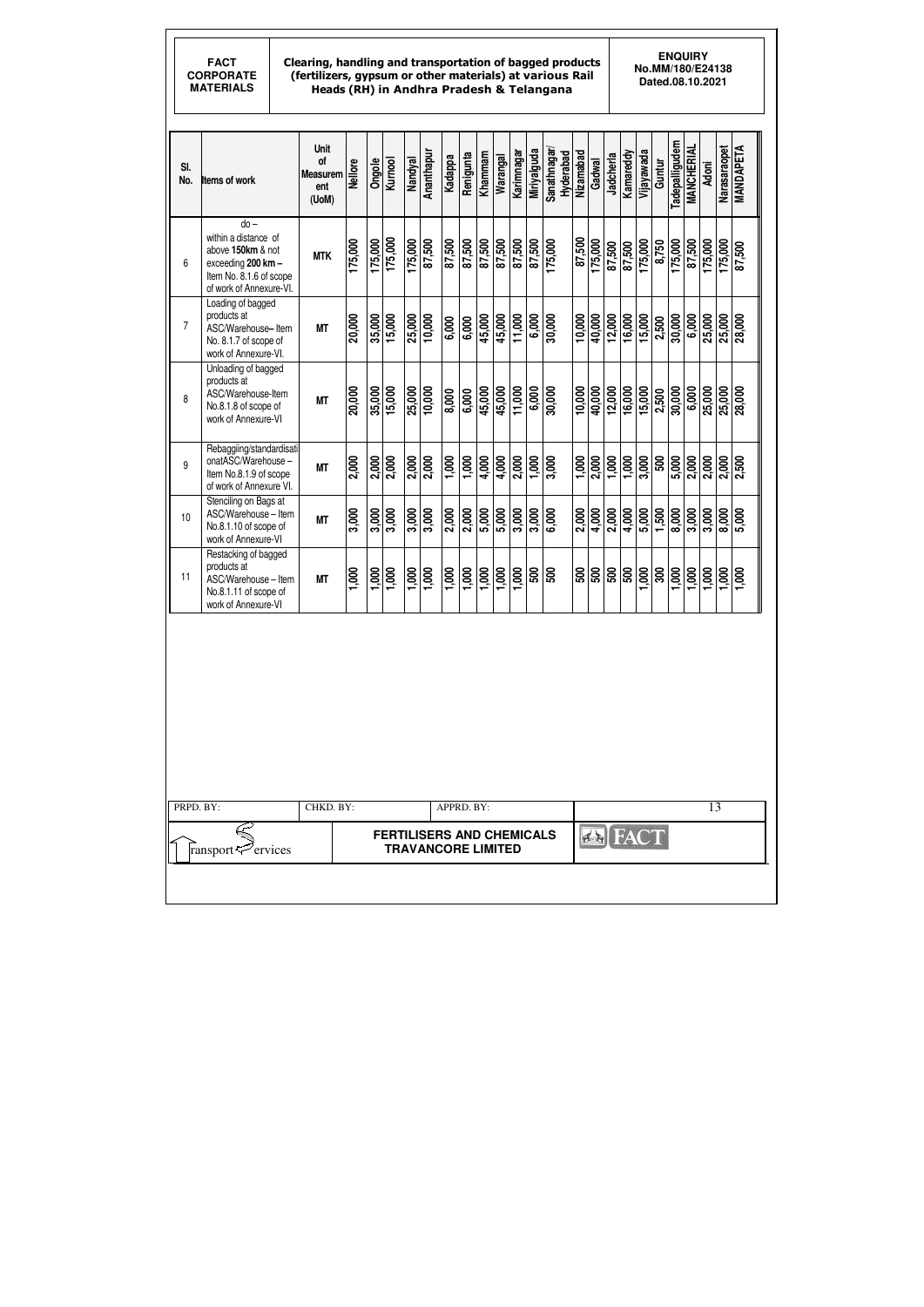| Sl. No. | Items of work | Unit of Measurement (UoM) | Nellore | Ongole | Kurnool | Nandyal | Ananthapur | Kadappa | Renigunta | Khammam | Warangal | Karimnagar | Miriyalguda | Sanathnagar/ Hyderabad | Nizamabad | Gadwal | Jadcherla | Kamareddy | Vijayawada | Guntur | Tadepalligudem | MANCHERIAL | Adoni | Narasaraopet | MANDAPETA |
|---|---|---|---|---|---|---|---|---|---|---|---|---|---|---|---|---|---|---|---|---|---|---|---|---|---|
| 6 | do – within a distance of above **150km** & not exceeding **200 km –** Item No. 8.1.6 of scope of work of Annexure-VI. | **MTK** | 175,000 | 175,000 | 175,000 | 175,000 | 87,500 | 87,500 | 87,500 | 87,500 | 87,500 | 87,500 | 87,500 | 175,000 | 87,500 | 175,000 | 87,500 | 87,500 | 175,000 | 8,750 | 175,000 | 87,500 | 175,000 | 175,000 | 87,500 |
| 7 | Loading of bagged products at ASC/Warehouse– Item No. 8.1.7 of scope of work of Annexure-VI. | **MT** | 20,000 | 35,000 | 15,000 | 25,000 | 10,000 | 6,000 | 6,000 | 45,000 | 45,000 | 11,000 | 6,000 | 30,000 | 10,000 | 40,000 | 12,000 | 16,000 | 15,000 | 2,500 | 30,000 | 6,000 | 25,000 | 25,000 | 28,000 |
| 8 | Unloading of bagged products at ASC/Warehouse-Item No.8.1.8 of scope of work of Annexure-VI | **MT** | 20,000 | 35,000 | 15,000 | 25,000 | 10,000 | 8,000 | 6,000 | 45,000 | 45,000 | 11,000 | 6,000 | 30,000 | 10,000 | 40,000 | 12,000 | 16,000 | 15,000 | 2,500 | 30,000 | 6,000 | 25,000 | 25,000 | 28,000 |
| 9 | Rebaggiing/standardisati onatASC/Warehouse – Item No.8.1.9 of scope of work of Annexure VI. | **MT** | 2,000 | 2,000 | 2,000 | 2,000 | 2,000 | 1,000 | 1,000 | 4,000 | 4,000 | 2,000 | 1,000 | 3,000 | 1,000 | 2,000 | 1,000 | 1,000 | 3,000 | 500 | 5,000 | 2,000 | 2,000 | 2,000 | 2,500 |
| 10 | Stenciling on Bags at ASC/Warehouse – Item No.8.1.10 of scope of work of Annexure-VI | **MT** | 3,000 | 3,000 | 3,000 | 3,000 | 3,000 | 2,000 | 2,000 | 5,000 | 5,000 | 3,000 | 3,000 | 6,000 | 2,000 | 4,000 | 2,000 | 4,000 | 5,000 | 1,500 | 8,000 | 3,000 | 3,000 | 8,000 | 5,000 |
| 11 | Restacking of bagged products at ASC/Warehouse – Item No.8.1.11 of scope of work of Annexure-VI | **MT** | 1,000 | 1,000 | 1,000 | 1,000 | 1,000 | 1,000 | 1,000 | 1,000 | 1,000 | 1,000 | 500 | 500 | 500 | 500 | 500 | 500 | 1,000 | 300 | 1,000 | 1,000 | 1,000 | 1,000 | 1,000 |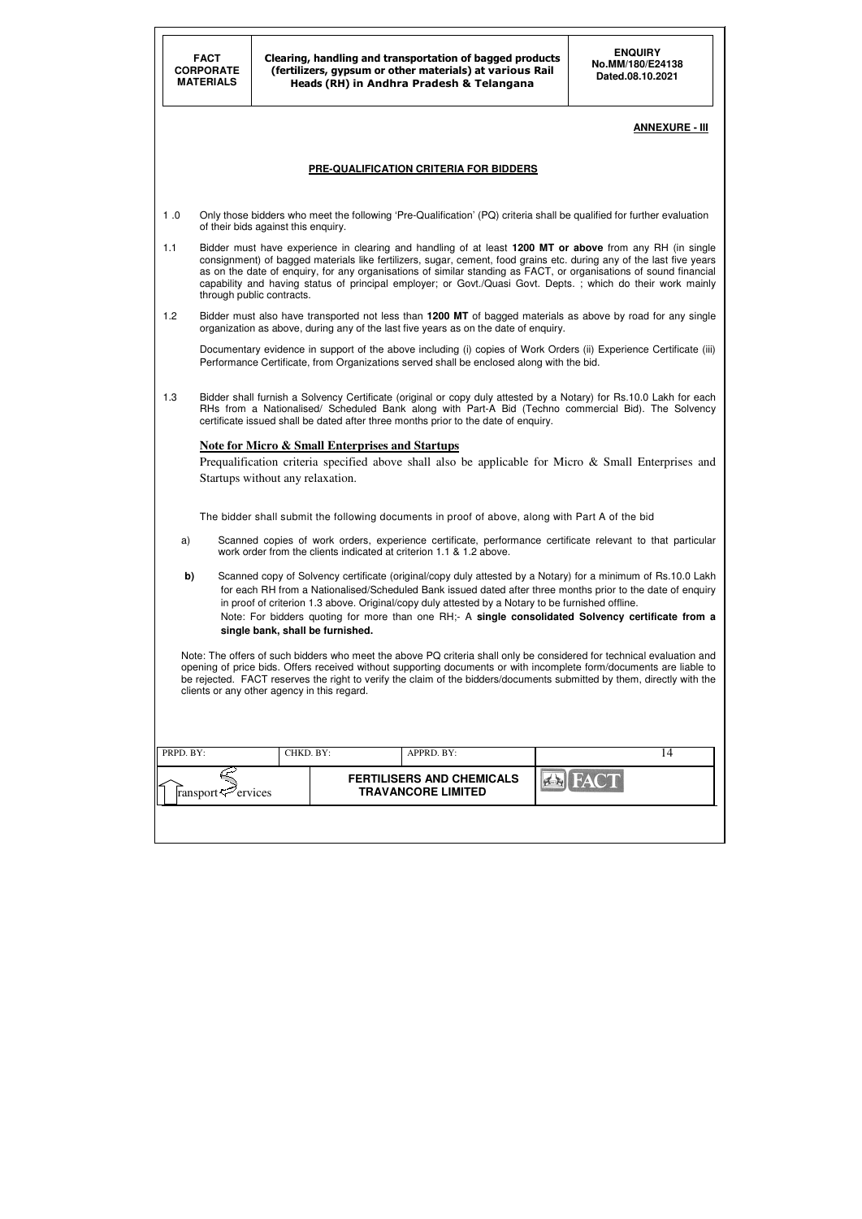**ANNEXURE - III**

**PRE-QUALIFICATION CRITERIA FOR BIDDERS**

1 .0 Only those bidders who meet the following 'Pre-Qualification' (PQ) criteria shall be qualified for further evaluation of their bids against this enquiry.

1.1 Bidder must have experience in clearing and handling of at least **1200 MT or above** from any RH (in single consignment) of bagged materials like fertilizers, sugar, cement, food grains etc. during any of the last five years as on the date of enquiry, for any organisations of similar standing as FACT, or organisations of sound financial capability and having status of principal employer; or Govt./Quasi Govt. Depts. ; which do their work mainly through public contracts.

1.2 Bidder must also have transported not less than **1200 MT** of bagged materials as above by road for any single organization as above, during any of the last five years as on the date of enquiry.

Documentary evidence in support of the above including (i) copies of Work Orders (ii) Experience Certificate (iii) Performance Certificate, from Organizations served shall be enclosed along with the bid.

1.3 Bidder shall furnish a Solvency Certificate (original or copy duly attested by a Notary) for Rs.10.0 Lakh for each RHs from a Nationalised/ Scheduled Bank along with Part-A Bid (Techno commercial Bid). The Solvency certificate issued shall be dated after three months prior to the date of enquiry.

**Note for Micro & Small Enterprises and Startups**

Prequalification criteria specified above shall also be applicable for Micro & Small Enterprises and Startups without any relaxation.

The bidder shall submit the following documents in proof of above, along with Part A of the bid

a) Scanned copies of work orders, experience certificate, performance certificate relevant to that particular work order from the clients indicated at criterion 1.1 & 1.2 above.

**b)** Scanned copy of Solvency certificate (original/copy duly attested by a Notary) for a minimum of Rs.10.0 Lakh for each RH from a Nationalised/Scheduled Bank issued dated after three months prior to the date of enquiry in proof of criterion 1.3 above. Original/copy duly attested by a Notary to be furnished offline.
Note: For bidders quoting for more than one RH;- A **single consolidated Solvency certificate from a single bank, shall be furnished.**

Note: The offers of such bidders who meet the above PQ criteria shall only be considered for technical evaluation and opening of price bids. Offers received without supporting documents or with incomplete form/documents are liable to be rejected. FACT reserves the right to verify the claim of the bidders/documents submitted by them, directly with the clients or any other agency in this regard.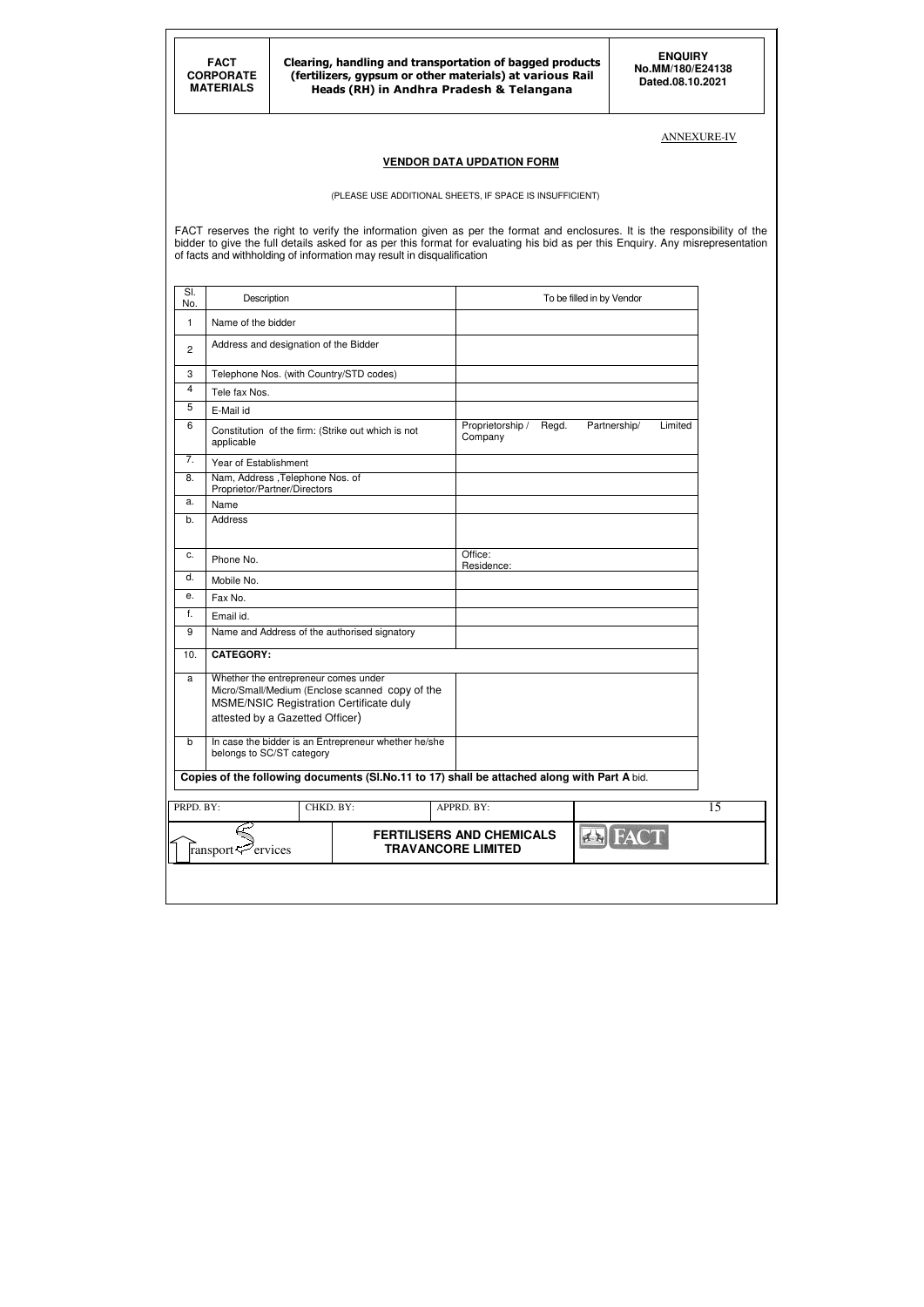ANNEXURE-IV

## VENDOR DATA UPDATION FORM

(PLEASE USE ADDITIONAL SHEETS, IF SPACE IS INSUFFICIENT)

FACT reserves the right to verify the information given as per the format and enclosures. It is the responsibility of the bidder to give the full details asked for as per this format for evaluating his bid as per this Enquiry. Any misrepresentation of facts and withholding of information may result in disqualification

| Sl. No. | Description | To be filled in by Vendor |
|---|---|---|
| 1 | Name of the bidder | |
| 2 | Address and designation of the Bidder | |
| 3 | Telephone Nos. (with Country/STD codes) | |
| 4 | Tele fax Nos. | |
| 5 | E-Mail id | |
| 6 | Constitution of the firm: (Strike out which is not applicable | Proprietorship / Regd. Partnership/ Limited Company |
| 7. | Year of Establishment | |
| 8. | Nam, Address ,Telephone Nos. of Proprietor/Partner/Directors | |
| a. | Name | |
| b. | Address | |
| c. | Phone No. | Office:<br>Residence: |
| d. | Mobile No. | |
| e. | Fax No. | |
| f. | Email id. | |
| 9 | Name and Address of the authorised signatory | |
| 10. | **CATEGORY:** | |
| a | Whether the entrepreneur comes under Micro/Small/Medium (Enclose scanned copy of the MSME/NSIC Registration Certificate duly attested by a Gazetted Officer) | |
| b | In case the bidder is an Entrepreneur whether he/she belongs to SC/ST category | |
| | **Copies of the following documents (Sl.No.11 to 17) shall be attached along with Part A** bid. | |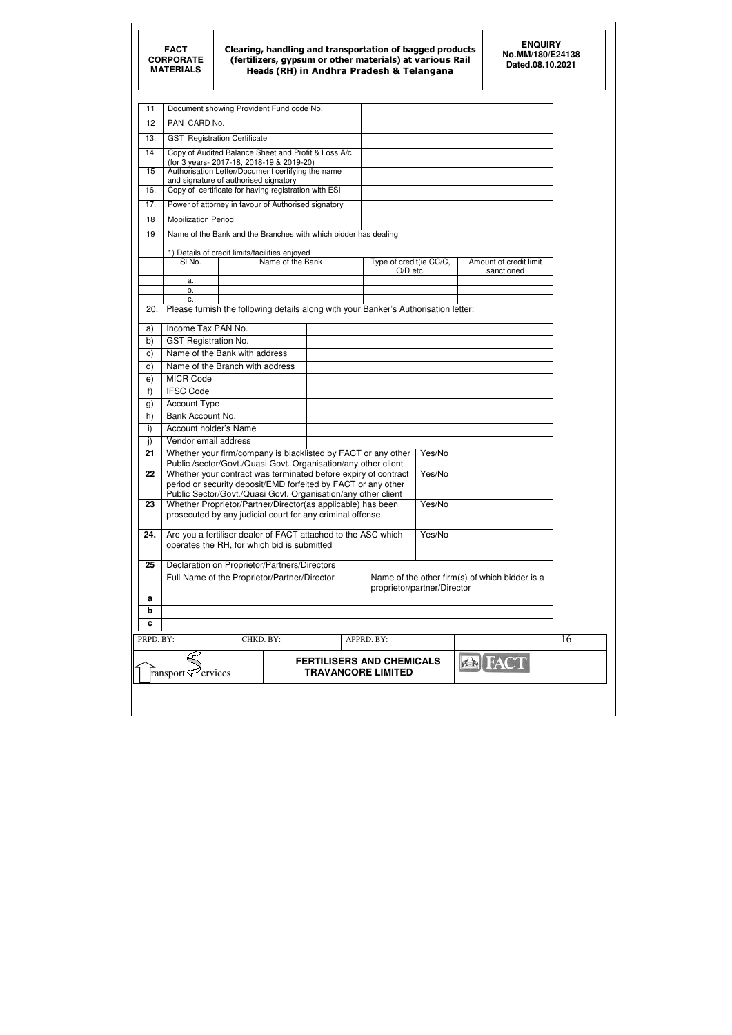| | | | |
|---|---|---|---|
| 11 | Document showing Provident Fund code No. | | |
| 12 | PAN CARD No. | | |
| 13. | GST Registration Certificate | | |
| 14. | Copy of Audited Balance Sheet and Profit & Loss A/c (for 3 years- 2017-18, 2018-19 & 2019-20) | | |
| 15 | Authorisation Letter/Document certifying the name and signature of authorised signatory | | |
| 16. | Copy of certificate for having registration with ESI | | |
| 17. | Power of attorney in favour of Authorised signatory | | |
| 18 | Mobilization Period | | |
| 19 | Name of the Bank and the Branches with which bidder has dealing<br><br>1) Details of credit limits/facilities enjoyed | | |

| | Sl.No. | Name of the Bank | Type of credit(ie CC/C, O/D etc. | Amount of credit limit sanctioned |
|---|---|---|---|---|
| | a. | | | |
| | b. | | | |
| | c. | | | |

20. Please furnish the following details along with your Banker's Authorisation letter:

| | | |
|---|---|---|
| a) | Income Tax PAN No. | |
| b) | GST Registration No. | |
| c) | Name of the Bank with address | |
| d) | Name of the Branch with address | |
| e) | MICR Code | |
| f) | IFSC Code | |
| g) | Account Type | |
| h) | Bank Account No. | |
| i) | Account holder's Name | |
| j) | Vendor email address | |

| | | | |
|---|---|---|---|
| **21** | Whether your firm/company is blacklisted by FACT or any other Public /sector/Govt./Quasi Govt. Organisation/any other client | Yes/No | |
| **22** | Whether your contract was terminated before expiry of contract period or security deposit/EMD forfeited by FACT or any other Public Sector/Govt./Quasi Govt. Organisation/any other client | Yes/No | |
| **23** | Whether Proprietor/Partner/Director(as applicable) has been prosecuted by any judicial court for any criminal offense | Yes/No | |
| **24.** | Are you a fertiliser dealer of FACT attached to the ASC which operates the RH, for which bid is submitted | Yes/No | |

| | | |
|---|---|---|
| **25** | Declaration on Proprietor/Partners/Directors | |
| | Full Name of the Proprietor/Partner/Director | Name of the other firm(s) of which bidder is a proprietor/partner/Director |
| **a** | | |
| **b** | | |
| **c** | | |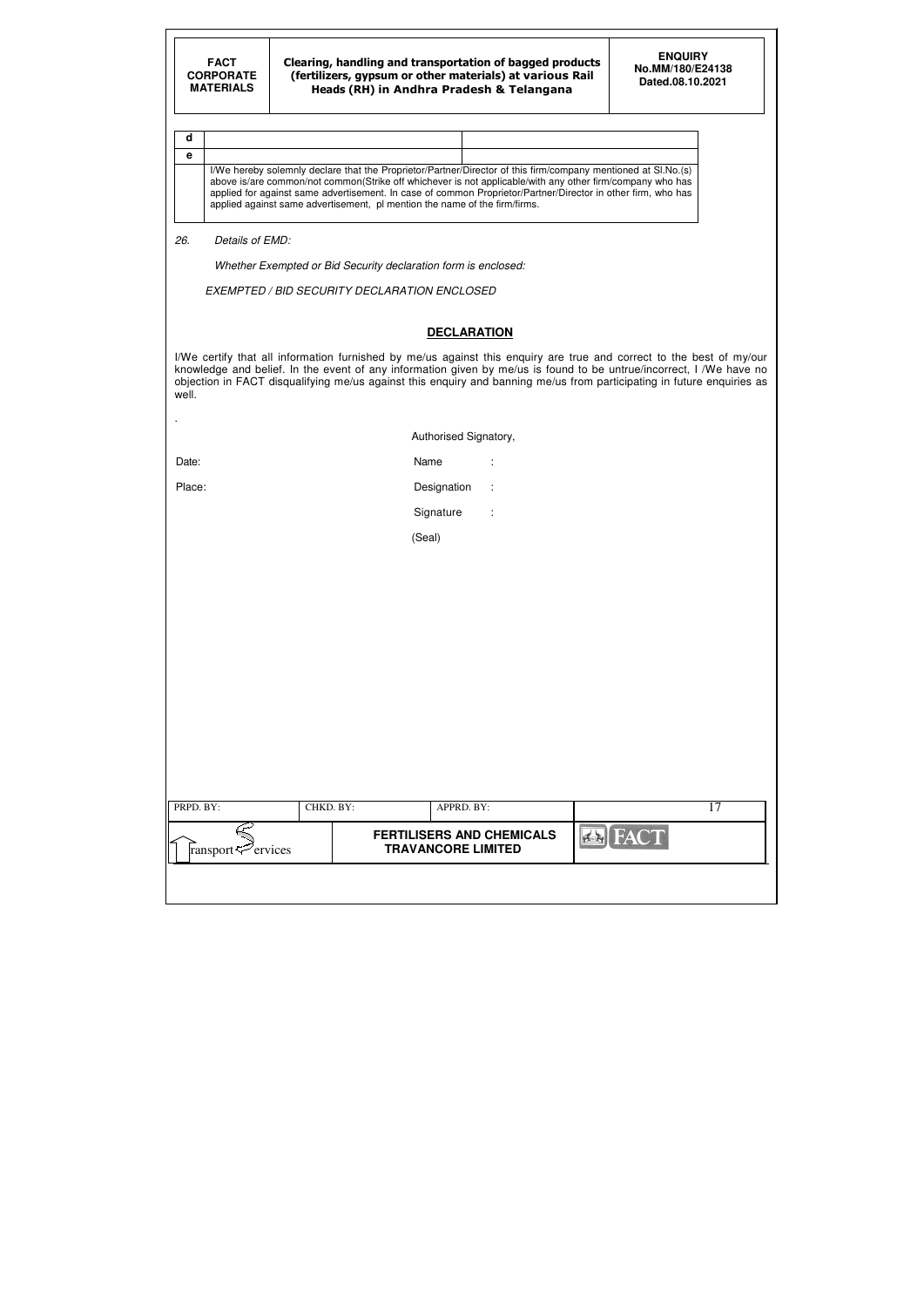| | | |
|---|---|---|
| d | | |
| e | | |
| | I/We hereby solemnly declare that the Proprietor/Partner/Director of this firm/company mentioned at Sl.No.(s) above is/are common/not common(Strike off whichever is not applicable/with any other firm/company who has applied for against same advertisement. In case of common Proprietor/Partner/Director in other firm, who has applied against same advertisement, pl mention the name of the firm/firms. | |

*26. Details of EMD:*

*Whether Exempted or Bid Security declaration form is enclosed:*

*EXEMPTED / BID SECURITY DECLARATION ENCLOSED*

## DECLARATION

I/We certify that all information furnished by me/us against this enquiry are true and correct to the best of my/our knowledge and belief. In the event of any information given by me/us is found to be untrue/incorrect, I /We have no objection in FACT disqualifying me/us against this enquiry and banning me/us from participating in future enquiries as well.

.

Authorised Signatory,

Date: Name :

Place: Designation :

Signature :

(Seal)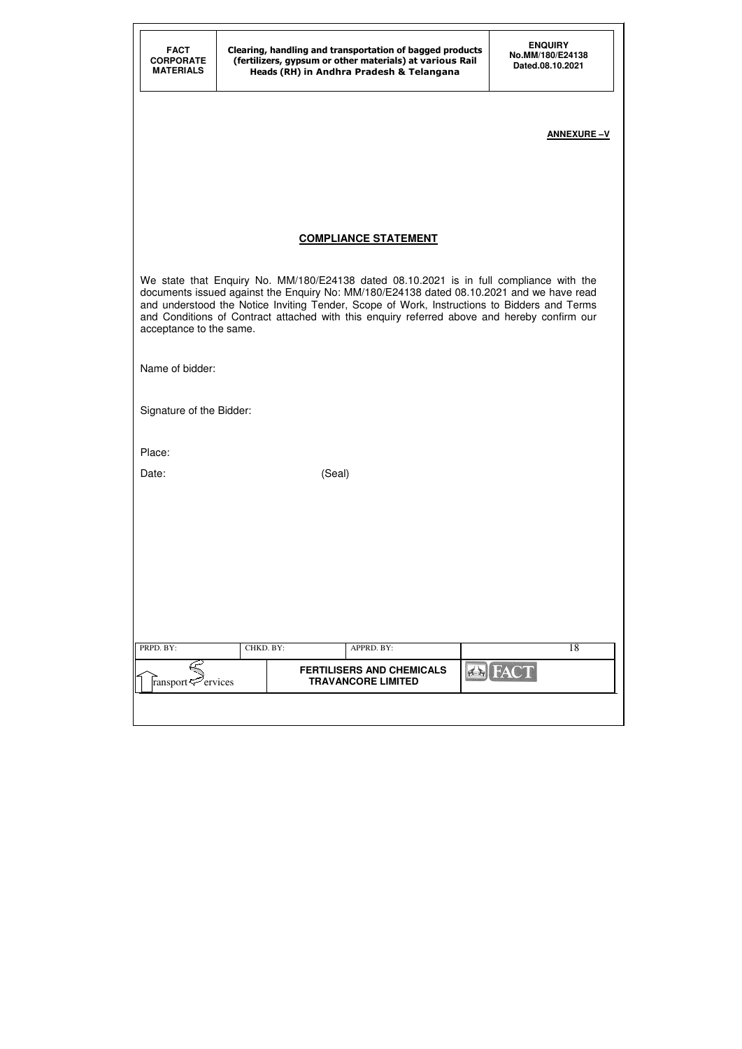**ANNEXURE –V**

## COMPLIANCE STATEMENT

We state that Enquiry No. MM/180/E24138 dated 08.10.2021 is in full compliance with the documents issued against the Enquiry No: MM/180/E24138 dated 08.10.2021 and we have read and understood the Notice Inviting Tender, Scope of Work, Instructions to Bidders and Terms and Conditions of Contract attached with this enquiry referred above and hereby confirm our acceptance to the same.

Name of bidder:

Signature of the Bidder:

Place:

Date: (Seal)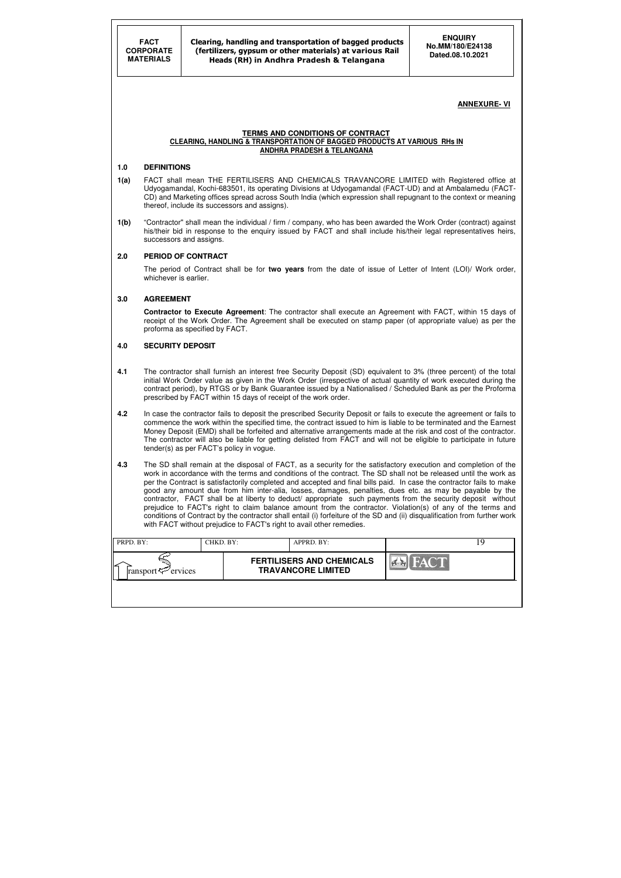**ANNEXURE- VI**

## TERMS AND CONDITIONS OF CONTRACT
### CLEARING, HANDLING & TRANSPORTATION OF BAGGED PRODUCTS AT VARIOUS RHs IN ANDHRA PRADESH & TELANGANA

**1.0 DEFINITIONS**

**1(a)** FACT shall mean THE FERTILISERS AND CHEMICALS TRAVANCORE LIMITED with Registered office at Udyogamandal, Kochi-683501, its operating Divisions at Udyogamandal (FACT-UD) and at Ambalamedu (FACT-CD) and Marketing offices spread across South India (which expression shall repugnant to the context or meaning thereof, include its successors and assigns).

**1(b)** "Contractor" shall mean the individual / firm / company, who has been awarded the Work Order (contract) against his/their bid in response to the enquiry issued by FACT and shall include his/their legal representatives heirs, successors and assigns.

**2.0 PERIOD OF CONTRACT**

The period of Contract shall be for **two years** from the date of issue of Letter of Intent (LOI)/ Work order, whichever is earlier.

**3.0 AGREEMENT**

**Contractor to Execute Agreement**: The contractor shall execute an Agreement with FACT, within 15 days of receipt of the Work Order. The Agreement shall be executed on stamp paper (of appropriate value) as per the proforma as specified by FACT.

**4.0 SECURITY DEPOSIT**

**4.1** The contractor shall furnish an interest free Security Deposit (SD) equivalent to 3% (three percent) of the total initial Work Order value as given in the Work Order (irrespective of actual quantity of work executed during the contract period), by RTGS or by Bank Guarantee issued by a Nationalised / Scheduled Bank as per the Proforma prescribed by FACT within 15 days of receipt of the work order.

**4.2** In case the contractor fails to deposit the prescribed Security Deposit or fails to execute the agreement or fails to commence the work within the specified time, the contract issued to him is liable to be terminated and the Earnest Money Deposit (EMD) shall be forfeited and alternative arrangements made at the risk and cost of the contractor. The contractor will also be liable for getting delisted from FACT and will not be eligible to participate in future tender(s) as per FACT's policy in vogue.

**4.3** The SD shall remain at the disposal of FACT, as a security for the satisfactory execution and completion of the work in accordance with the terms and conditions of the contract. The SD shall not be released until the work as per the Contract is satisfactorily completed and accepted and final bills paid. In case the contractor fails to make good any amount due from him inter-alia, losses, damages, penalties, dues etc. as may be payable by the contractor, FACT shall be at liberty to deduct/ appropriate such payments from the security deposit without prejudice to FACT's right to claim balance amount from the contractor. Violation(s) of any of the terms and conditions of Contract by the contractor shall entail (i) forfeiture of the SD and (ii) disqualification from further work with FACT without prejudice to FACT's right to avail other remedies.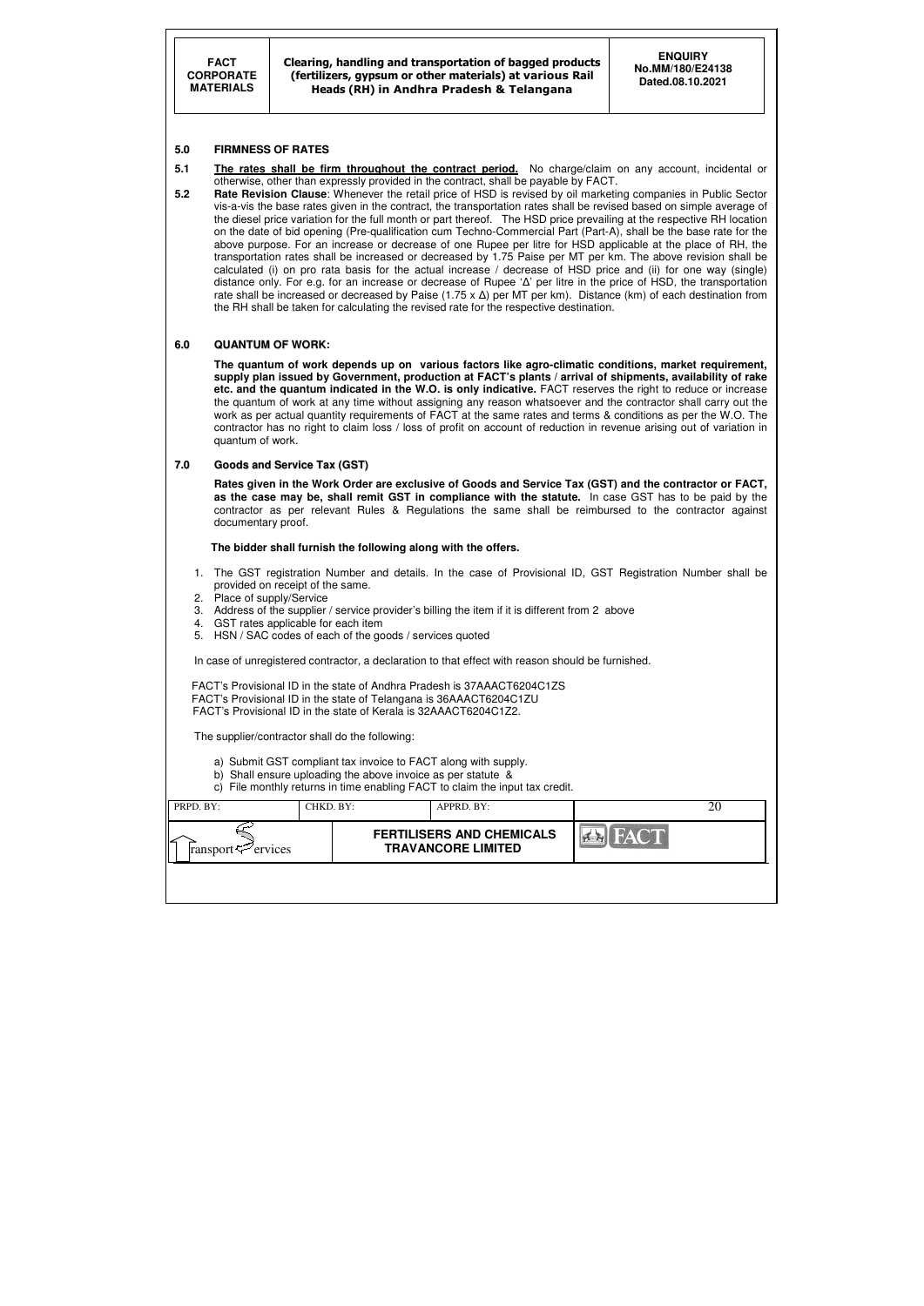## 5.0 FIRMNESS OF RATES

**5.1** **The rates shall be firm throughout the contract period.** No charge/claim on any account, incidental or otherwise, other than expressly provided in the contract, shall be payable by FACT.

**5.2** **Rate Revision Clause**: Whenever the retail price of HSD is revised by oil marketing companies in Public Sector vis-a-vis the base rates given in the contract, the transportation rates shall be revised based on simple average of the diesel price variation for the full month or part thereof. The HSD price prevailing at the respective RH location on the date of bid opening (Pre-qualification cum Techno-Commercial Part (Part-A), shall be the base rate for the above purpose. For an increase or decrease of one Rupee per litre for HSD applicable at the place of RH, the transportation rates shall be increased or decreased by 1.75 Paise per MT per km. The above revision shall be calculated (i) on pro rata basis for the actual increase / decrease of HSD price and (ii) for one way (single) distance only. For e.g. for an increase or decrease of Rupee '$\Delta$' per litre in the price of HSD, the transportation rate shall be increased or decreased by Paise ($1.75 \times \Delta$) per MT per km). Distance (km) of each destination from the RH shall be taken for calculating the revised rate for the respective destination.

## 6.0 QUANTUM OF WORK:

**The quantum of work depends up on various factors like agro-climatic conditions, market requirement, supply plan issued by Government, production at FACT's plants / arrival of shipments, availability of rake etc. and the quantum indicated in the W.O. is only indicative.** FACT reserves the right to reduce or increase the quantum of work at any time without assigning any reason whatsoever and the contractor shall carry out the work as per actual quantity requirements of FACT at the same rates and terms & conditions as per the W.O. The contractor has no right to claim loss / loss of profit on account of reduction in revenue arising out of variation in quantum of work.

## 7.0 Goods and Service Tax (GST)

**Rates given in the Work Order are exclusive of Goods and Service Tax (GST) and the contractor or FACT, as the case may be, shall remit GST in compliance with the statute.** In case GST has to be paid by the contractor as per relevant Rules & Regulations the same shall be reimbursed to the contractor against documentary proof.

**The bidder shall furnish the following along with the offers.**

1. The GST registration Number and details. In the case of Provisional ID, GST Registration Number shall be provided on receipt of the same.
2. Place of supply/Service
3. Address of the supplier / service provider's billing the item if it is different from 2 above
4. GST rates applicable for each item
5. HSN / SAC codes of each of the goods / services quoted

In case of unregistered contractor, a declaration to that effect with reason should be furnished.

FACT's Provisional ID in the state of Andhra Pradesh is 37AAACT6204C1ZS
FACT's Provisional ID in the state of Telangana is 36AAACT6204C1ZU
FACT's Provisional ID in the state of Kerala is 32AAACT6204C1Z2.

The supplier/contractor shall do the following:

a) Submit GST compliant tax invoice to FACT along with supply.
b) Shall ensure uploading the above invoice as per statute &
c) File monthly returns in time enabling FACT to claim the input tax credit.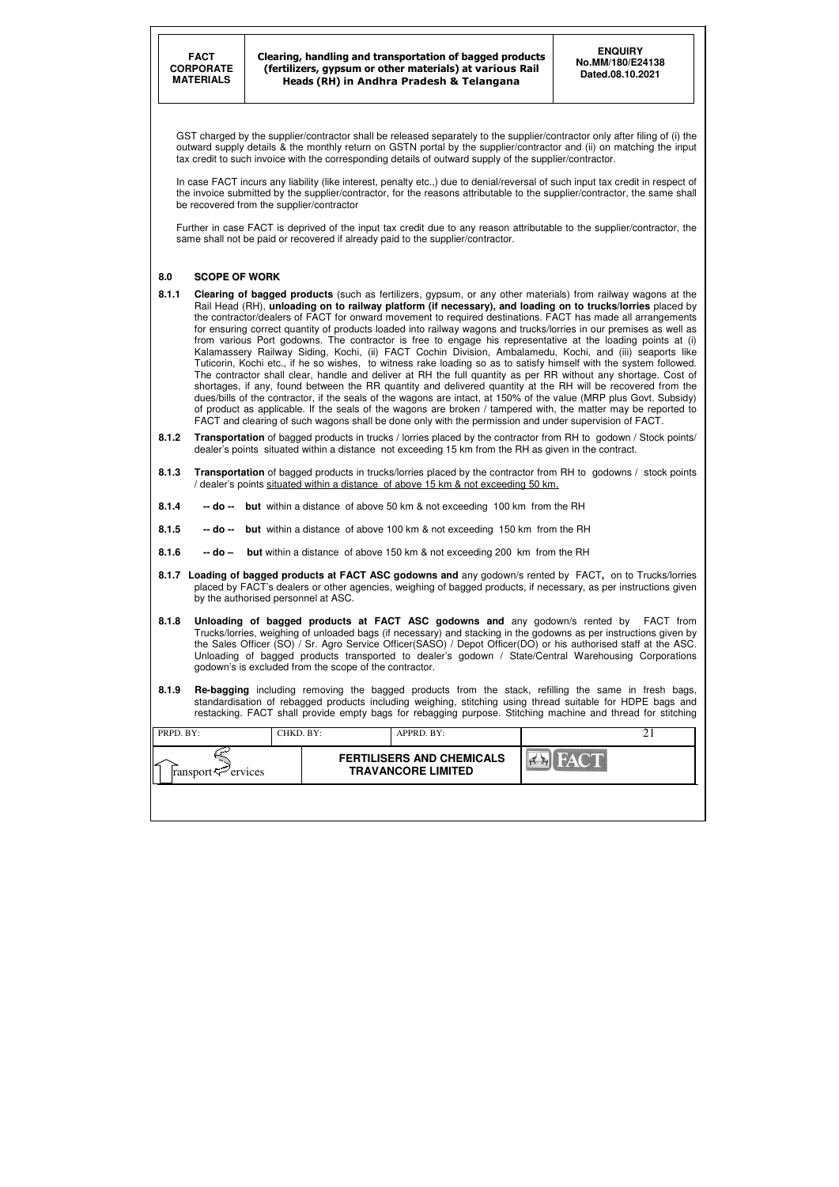GST charged by the supplier/contractor shall be released separately to the supplier/contractor only after filing of (i) the outward supply details & the monthly return on GSTN portal by the supplier/contractor and (ii) on matching the input tax credit to such invoice with the corresponding details of outward supply of the supplier/contractor.

In case FACT incurs any liability (like interest, penalty etc.,) due to denial/reversal of such input tax credit in respect of the invoice submitted by the supplier/contractor, for the reasons attributable to the supplier/contractor, the same shall be recovered from the supplier/contractor

Further in case FACT is deprived of the input tax credit due to any reason attributable to the supplier/contractor, the same shall not be paid or recovered if already paid to the supplier/contractor.

## 8.0 SCOPE OF WORK

**8.1.1** **Clearing of bagged products** (such as fertilizers, gypsum, or any other materials) from railway wagons at the Rail Head (RH), **unloading on to railway platform (if necessary), and loading on to trucks/lorries** placed by the contractor/dealers of FACT for onward movement to required destinations. FACT has made all arrangements for ensuring correct quantity of products loaded into railway wagons and trucks/lorries in our premises as well as from various Port godowns. The contractor is free to engage his representative at the loading points at (i) Kalamassery Railway Siding, Kochi, (ii) FACT Cochin Division, Ambalamedu, Kochi, and (iii) seaports like Tuticorin, Kochi etc., if he so wishes, to witness rake loading so as to satisfy himself with the system followed. The contractor shall clear, handle and deliver at RH the full quantity as per RR without any shortage. Cost of shortages, if any, found between the RR quantity and delivered quantity at the RH will be recovered from the dues/bills of the contractor, if the seals of the wagons are intact, at 150% of the value (MRP plus Govt. Subsidy) of product as applicable. If the seals of the wagons are broken / tampered with, the matter may be reported to FACT and clearing of such wagons shall be done only with the permission and under supervision of FACT.

**8.1.2** **Transportation** of bagged products in trucks / lorries placed by the contractor from RH to godown / Stock points/ dealer's points situated within a distance not exceeding 15 km from the RH as given in the contract.

**8.1.3** **Transportation** of bagged products in trucks/lorries placed by the contractor from RH to godowns / stock points / dealer's points situated within a distance of above 15 km & not exceeding 50 km.

**8.1.4** **-- do --** **but** within a distance of above 50 km & not exceeding 100 km from the RH

**8.1.5** **-- do --** **but** within a distance of above 100 km & not exceeding 150 km from the RH

**8.1.6** **-- do –** **but** within a distance of above 150 km & not exceeding 200 km from the RH

**8.1.7** **Loading of bagged products at FACT ASC godowns and** any godown/s rented by FACT**,** on to Trucks/lorries placed by FACT's dealers or other agencies, weighing of bagged products, if necessary, as per instructions given by the authorised personnel at ASC.

**8.1.8** **Unloading of bagged products at FACT ASC godowns and** any godown/s rented by FACT from Trucks/lorries, weighing of unloaded bags (if necessary) and stacking in the godowns as per instructions given by the Sales Officer (SO) / Sr. Agro Service Officer(SASO) / Depot Officer(DO) or his authorised staff at the ASC. Unloading of bagged products transported to dealer's godown / State/Central Warehousing Corporations godown's is excluded from the scope of the contractor.

**8.1.9** **Re-bagging** including removing the bagged products from the stack, refilling the same in fresh bags, standardisation of rebagged products including weighing, stitching using thread suitable for HDPE bags and restacking. FACT shall provide empty bags for rebagging purpose. Stitching machine and thread for stitching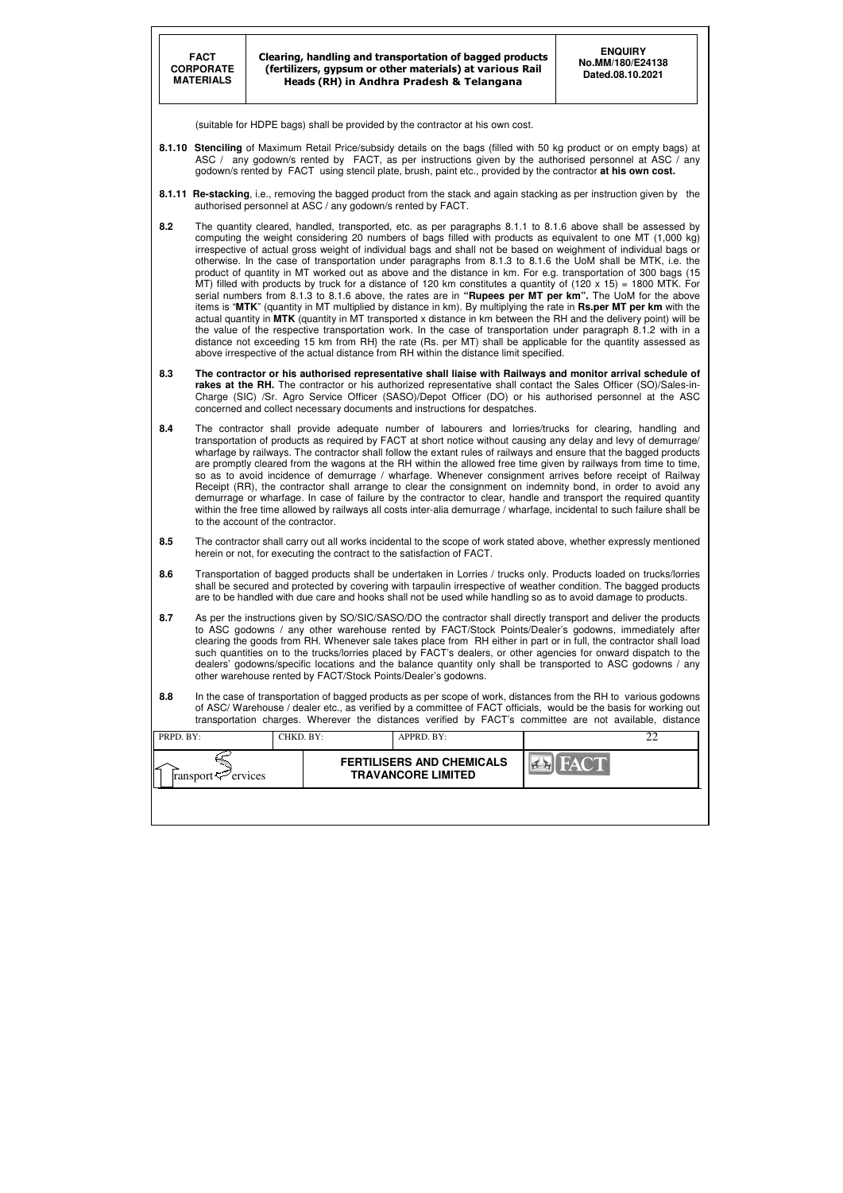(suitable for HDPE bags) shall be provided by the contractor at his own cost.

**8.1.10 Stenciling** of Maximum Retail Price/subsidy details on the bags (filled with 50 kg product or on empty bags) at ASC / any godown/s rented by FACT, as per instructions given by the authorised personnel at ASC / any godown/s rented by FACT using stencil plate, brush, paint etc., provided by the contractor **at his own cost.**

**8.1.11 Re-stacking**, i.e., removing the bagged product from the stack and again stacking as per instruction given by the authorised personnel at ASC / any godown/s rented by FACT.

**8.2** The quantity cleared, handled, transported, etc. as per paragraphs 8.1.1 to 8.1.6 above shall be assessed by computing the weight considering 20 numbers of bags filled with products as equivalent to one MT (1,000 kg) irrespective of actual gross weight of individual bags and shall not be based on weighment of individual bags or otherwise. In the case of transportation under paragraphs from 8.1.3 to 8.1.6 the UoM shall be MTK, i.e. the product of quantity in MT worked out as above and the distance in km. For e.g. transportation of 300 bags (15 MT) filled with products by truck for a distance of 120 km constitutes a quantity of (120 x 15) = 1800 MTK. For serial numbers from 8.1.3 to 8.1.6 above, the rates are in **"Rupees per MT per km".** The UoM for the above items is "**MTK**" (quantity in MT multiplied by distance in km). By multiplying the rate in **Rs.per MT per km** with the actual quantity in **MTK** (quantity in MT transported x distance in km between the RH and the delivery point) will be the value of the respective transportation work. In the case of transportation under paragraph 8.1.2 with in a distance not exceeding 15 km from RH) the rate (Rs. per MT) shall be applicable for the quantity assessed as above irrespective of the actual distance from RH within the distance limit specified.

**8.3** **The contractor or his authorised representative shall liaise with Railways and monitor arrival schedule of rakes at the RH.** The contractor or his authorized representative shall contact the Sales Officer (SO)/Sales-in-Charge (SIC) /Sr. Agro Service Officer (SASO)/Depot Officer (DO) or his authorised personnel at the ASC concerned and collect necessary documents and instructions for despatches.

**8.4** The contractor shall provide adequate number of labourers and lorries/trucks for clearing, handling and transportation of products as required by FACT at short notice without causing any delay and levy of demurrage/ wharfage by railways. The contractor shall follow the extant rules of railways and ensure that the bagged products are promptly cleared from the wagons at the RH within the allowed free time given by railways from time to time, so as to avoid incidence of demurrage / wharfage. Whenever consignment arrives before receipt of Railway Receipt (RR), the contractor shall arrange to clear the consignment on indemnity bond, in order to avoid any demurrage or wharfage. In case of failure by the contractor to clear, handle and transport the required quantity within the free time allowed by railways all costs inter-alia demurrage / wharfage, incidental to such failure shall be to the account of the contractor.

**8.5** The contractor shall carry out all works incidental to the scope of work stated above, whether expressly mentioned herein or not, for executing the contract to the satisfaction of FACT.

**8.6** Transportation of bagged products shall be undertaken in Lorries / trucks only. Products loaded on trucks/lorries shall be secured and protected by covering with tarpaulin irrespective of weather condition. The bagged products are to be handled with due care and hooks shall not be used while handling so as to avoid damage to products.

**8.7** As per the instructions given by SO/SIC/SASO/DO the contractor shall directly transport and deliver the products to ASC godowns / any other warehouse rented by FACT/Stock Points/Dealer's godowns, immediately after clearing the goods from RH. Whenever sale takes place from RH either in part or in full, the contractor shall load such quantities on to the trucks/lorries placed by FACT's dealers, or other agencies for onward dispatch to the dealers' godowns/specific locations and the balance quantity only shall be transported to ASC godowns / any other warehouse rented by FACT/Stock Points/Dealer's godowns.

**8.8** In the case of transportation of bagged products as per scope of work, distances from the RH to various godowns of ASC/ Warehouse / dealer etc., as verified by a committee of FACT officials, would be the basis for working out transportation charges. Wherever the distances verified by FACT's committee are not available, distance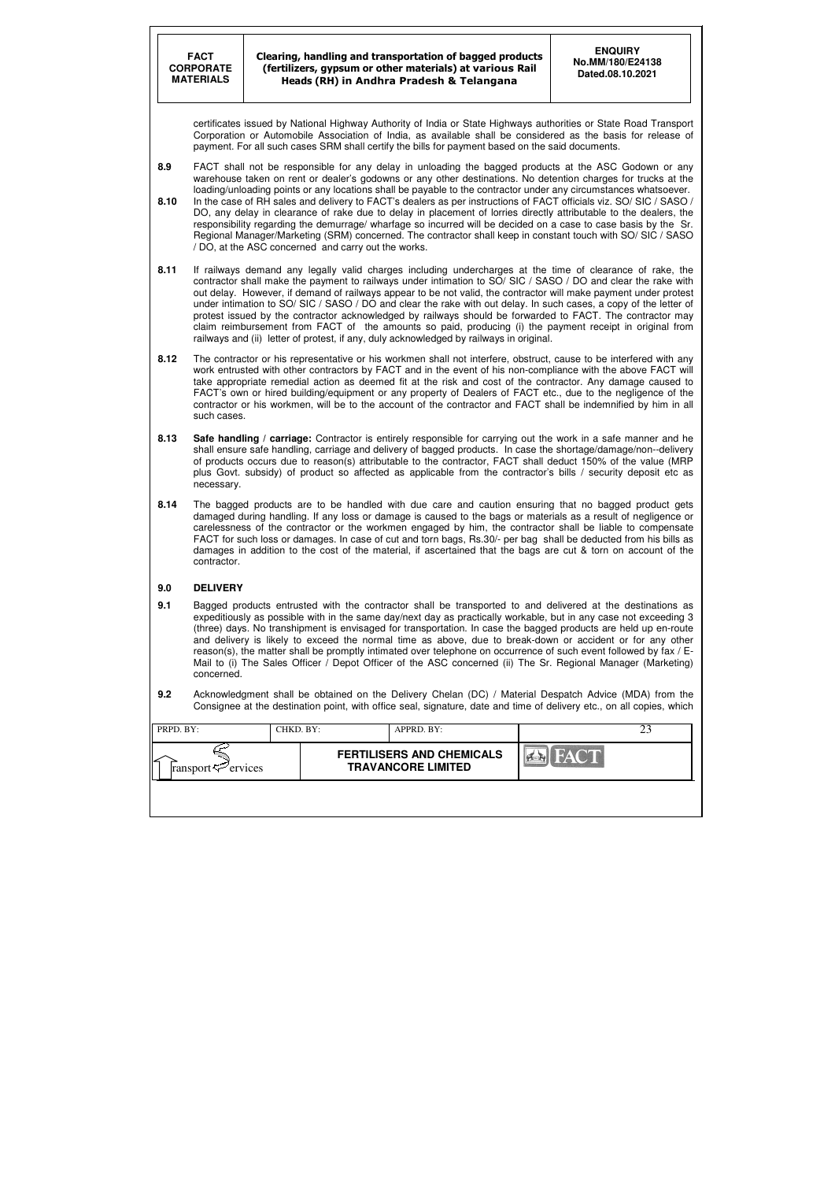certificates issued by National Highway Authority of India or State Highways authorities or State Road Transport Corporation or Automobile Association of India, as available shall be considered as the basis for release of payment. For all such cases SRM shall certify the bills for payment based on the said documents.

**8.9** FACT shall not be responsible for any delay in unloading the bagged products at the ASC Godown or any warehouse taken on rent or dealer's godowns or any other destinations. No detention charges for trucks at the loading/unloading points or any locations shall be payable to the contractor under any circumstances whatsoever.

**8.10** In the case of RH sales and delivery to FACT's dealers as per instructions of FACT officials viz. SO/ SIC / SASO / DO, any delay in clearance of rake due to delay in placement of lorries directly attributable to the dealers, the responsibility regarding the demurrage/ wharfage so incurred will be decided on a case to case basis by the Sr. Regional Manager/Marketing (SRM) concerned. The contractor shall keep in constant touch with SO/ SIC / SASO / DO, at the ASC concerned and carry out the works.

**8.11** If railways demand any legally valid charges including undercharges at the time of clearance of rake, the contractor shall make the payment to railways under intimation to SO/ SIC / SASO / DO and clear the rake with out delay. However, if demand of railways appear to be not valid, the contractor will make payment under protest under intimation to SO/ SIC / SASO / DO and clear the rake with out delay. In such cases, a copy of the letter of protest issued by the contractor acknowledged by railways should be forwarded to FACT. The contractor may claim reimbursement from FACT of the amounts so paid, producing (i) the payment receipt in original from railways and (ii) letter of protest, if any, duly acknowledged by railways in original.

**8.12** The contractor or his representative or his workmen shall not interfere, obstruct, cause to be interfered with any work entrusted with other contractors by FACT and in the event of his non-compliance with the above FACT will take appropriate remedial action as deemed fit at the risk and cost of the contractor. Any damage caused to FACT's own or hired building/equipment or any property of Dealers of FACT etc., due to the negligence of the contractor or his workmen, will be to the account of the contractor and FACT shall be indemnified by him in all such cases.

**8.13** **Safe handling / carriage:** Contractor is entirely responsible for carrying out the work in a safe manner and he shall ensure safe handling, carriage and delivery of bagged products. In case the shortage/damage/non--delivery of products occurs due to reason(s) attributable to the contractor, FACT shall deduct 150% of the value (MRP plus Govt. subsidy) of product so affected as applicable from the contractor's bills / security deposit etc as necessary.

**8.14** The bagged products are to be handled with due care and caution ensuring that no bagged product gets damaged during handling. If any loss or damage is caused to the bags or materials as a result of negligence or carelessness of the contractor or the workmen engaged by him, the contractor shall be liable to compensate FACT for such loss or damages. In case of cut and torn bags, Rs.30/- per bag shall be deducted from his bills as damages in addition to the cost of the material, if ascertained that the bags are cut & torn on account of the contractor.

## 9.0 DELIVERY

**9.1** Bagged products entrusted with the contractor shall be transported to and delivered at the destinations as expeditiously as possible with in the same day/next day as practically workable, but in any case not exceeding 3 (three) days. No transhipment is envisaged for transportation. In case the bagged products are held up en-route and delivery is likely to exceed the normal time as above, due to break-down or accident or for any other reason(s), the matter shall be promptly intimated over telephone on occurrence of such event followed by fax / E-Mail to (i) The Sales Officer / Depot Officer of the ASC concerned (ii) The Sr. Regional Manager (Marketing) concerned.

**9.2** Acknowledgment shall be obtained on the Delivery Chelan (DC) / Material Despatch Advice (MDA) from the Consignee at the destination point, with office seal, signature, date and time of delivery etc., on all copies, which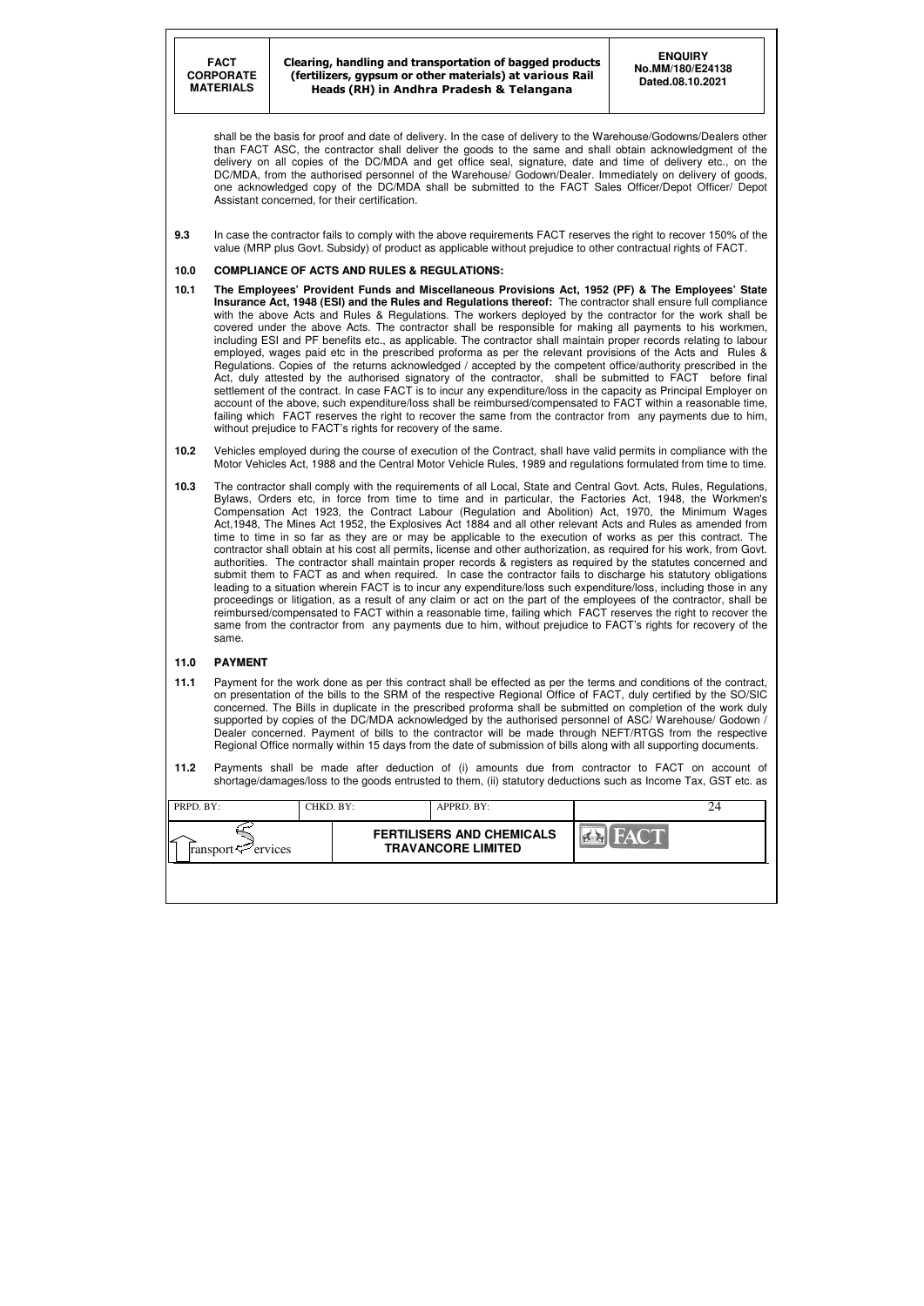shall be the basis for proof and date of delivery. In the case of delivery to the Warehouse/Godowns/Dealers other than FACT ASC, the contractor shall deliver the goods to the same and shall obtain acknowledgment of the delivery on all copies of the DC/MDA and get office seal, signature, date and time of delivery etc., on the DC/MDA, from the authorised personnel of the Warehouse/ Godown/Dealer. Immediately on delivery of goods, one acknowledged copy of the DC/MDA shall be submitted to the FACT Sales Officer/Depot Officer/ Depot Assistant concerned, for their certification.

**9.3** In case the contractor fails to comply with the above requirements FACT reserves the right to recover 150% of the value (MRP plus Govt. Subsidy) of product as applicable without prejudice to other contractual rights of FACT.

## 10.0 COMPLIANCE OF ACTS AND RULES & REGULATIONS:

**10.1** **The Employees' Provident Funds and Miscellaneous Provisions Act, 1952 (PF) & The Employees' State Insurance Act, 1948 (ESI) and the Rules and Regulations thereof:** The contractor shall ensure full compliance with the above Acts and Rules & Regulations. The workers deployed by the contractor for the work shall be covered under the above Acts. The contractor shall be responsible for making all payments to his workmen, including ESI and PF benefits etc., as applicable. The contractor shall maintain proper records relating to labour employed, wages paid etc in the prescribed proforma as per the relevant provisions of the Acts and Rules & Regulations. Copies of the returns acknowledged / accepted by the competent office/authority prescribed in the Act, duly attested by the authorised signatory of the contractor, shall be submitted to FACT before final settlement of the contract. In case FACT is to incur any expenditure/loss in the capacity as Principal Employer on account of the above, such expenditure/loss shall be reimbursed/compensated to FACT within a reasonable time, failing which FACT reserves the right to recover the same from the contractor from any payments due to him, without prejudice to FACT's rights for recovery of the same.

**10.2** Vehicles employed during the course of execution of the Contract, shall have valid permits in compliance with the Motor Vehicles Act, 1988 and the Central Motor Vehicle Rules, 1989 and regulations formulated from time to time.

**10.3** The contractor shall comply with the requirements of all Local, State and Central Govt. Acts, Rules, Regulations, Bylaws, Orders etc, in force from time to time and in particular, the Factories Act, 1948, the Workmen's Compensation Act 1923, the Contract Labour (Regulation and Abolition) Act, 1970, the Minimum Wages Act,1948, The Mines Act 1952, the Explosives Act 1884 and all other relevant Acts and Rules as amended from time to time in so far as they are or may be applicable to the execution of works as per this contract. The contractor shall obtain at his cost all permits, license and other authorization, as required for his work, from Govt. authorities. The contractor shall maintain proper records & registers as required by the statutes concerned and submit them to FACT as and when required. In case the contractor fails to discharge his statutory obligations leading to a situation wherein FACT is to incur any expenditure/loss such expenditure/loss, including those in any proceedings or litigation, as a result of any claim or act on the part of the employees of the contractor, shall be reimbursed/compensated to FACT within a reasonable time, failing which FACT reserves the right to recover the same from the contractor from any payments due to him, without prejudice to FACT's rights for recovery of the same.

## 11.0 PAYMENT

**11.1** Payment for the work done as per this contract shall be effected as per the terms and conditions of the contract, on presentation of the bills to the SRM of the respective Regional Office of FACT, duly certified by the SO/SIC concerned. The Bills in duplicate in the prescribed proforma shall be submitted on completion of the work duly supported by copies of the DC/MDA acknowledged by the authorised personnel of ASC/ Warehouse/ Godown / Dealer concerned. Payment of bills to the contractor will be made through NEFT/RTGS from the respective Regional Office normally within 15 days from the date of submission of bills along with all supporting documents.

**11.2** Payments shall be made after deduction of (i) amounts due from contractor to FACT on account of shortage/damages/loss to the goods entrusted to them, (ii) statutory deductions such as Income Tax, GST etc. as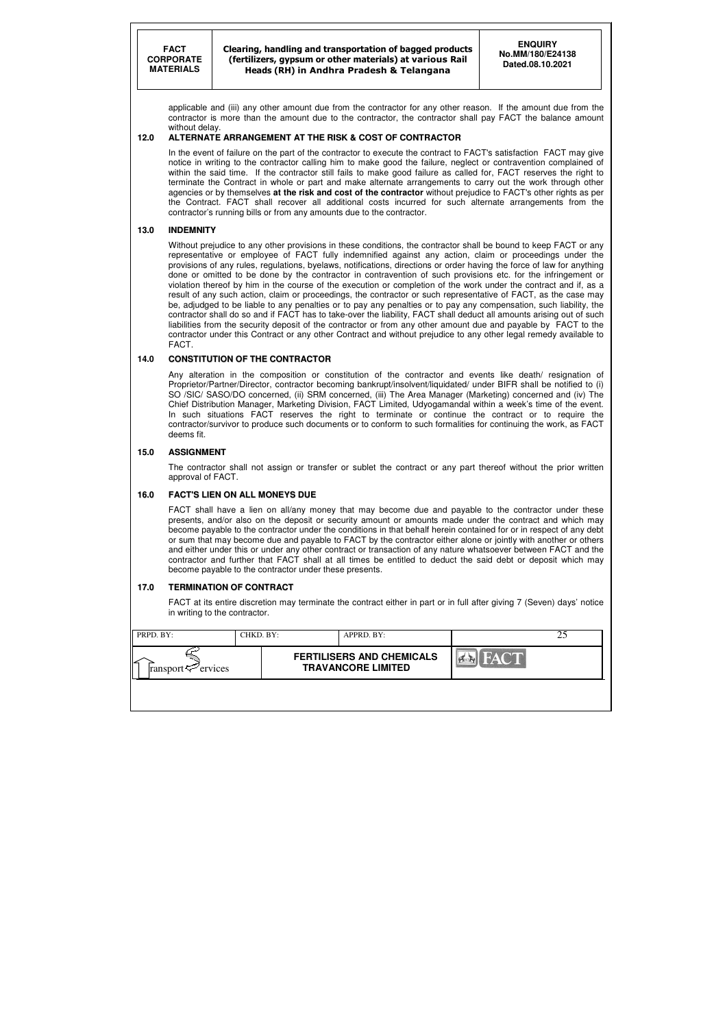applicable and (iii) any other amount due from the contractor for any other reason. If the amount due from the contractor is more than the amount due to the contractor, the contractor shall pay FACT the balance amount without delay.

## 12.0 ALTERNATE ARRANGEMENT AT THE RISK & COST OF CONTRACTOR

In the event of failure on the part of the contractor to execute the contract to FACT's satisfaction FACT may give notice in writing to the contractor calling him to make good the failure, neglect or contravention complained of within the said time. If the contractor still fails to make good failure as called for, FACT reserves the right to terminate the Contract in whole or part and make alternate arrangements to carry out the work through other agencies or by themselves **at the risk and cost of the contractor** without prejudice to FACT's other rights as per the Contract. FACT shall recover all additional costs incurred for such alternate arrangements from the contractor's running bills or from any amounts due to the contractor.

## 13.0 INDEMNITY

Without prejudice to any other provisions in these conditions, the contractor shall be bound to keep FACT or any representative or employee of FACT fully indemnified against any action, claim or proceedings under the provisions of any rules, regulations, byelaws, notifications, directions or order having the force of law for anything done or omitted to be done by the contractor in contravention of such provisions etc. for the infringement or violation thereof by him in the course of the execution or completion of the work under the contract and if, as a result of any such action, claim or proceedings, the contractor or such representative of FACT, as the case may be, adjudged to be liable to any penalties or to pay any penalties or to pay any compensation, such liability, the contractor shall do so and if FACT has to take-over the liability, FACT shall deduct all amounts arising out of such liabilities from the security deposit of the contractor or from any other amount due and payable by FACT to the contractor under this Contract or any other Contract and without prejudice to any other legal remedy available to FACT.

## 14.0 CONSTITUTION OF THE CONTRACTOR

Any alteration in the composition or constitution of the contractor and events like death/ resignation of Proprietor/Partner/Director, contractor becoming bankrupt/insolvent/liquidated/ under BIFR shall be notified to (i) SO /SIC/ SASO/DO concerned, (ii) SRM concerned, (iii) The Area Manager (Marketing) concerned and (iv) The Chief Distribution Manager, Marketing Division, FACT Limited, Udyogamandal within a week's time of the event. In such situations FACT reserves the right to terminate or continue the contract or to require the contractor/survivor to produce such documents or to conform to such formalities for continuing the work, as FACT deems fit.

## 15.0 ASSIGNMENT

The contractor shall not assign or transfer or sublet the contract or any part thereof without the prior written approval of FACT.

## 16.0 FACT'S LIEN ON ALL MONEYS DUE

FACT shall have a lien on all/any money that may become due and payable to the contractor under these presents, and/or also on the deposit or security amount or amounts made under the contract and which may become payable to the contractor under the conditions in that behalf herein contained for or in respect of any debt or sum that may become due and payable to FACT by the contractor either alone or jointly with another or others and either under this or under any other contract or transaction of any nature whatsoever between FACT and the contractor and further that FACT shall at all times be entitled to deduct the said debt or deposit which may become payable to the contractor under these presents.

## 17.0 TERMINATION OF CONTRACT

FACT at its entire discretion may terminate the contract either in part or in full after giving 7 (Seven) days' notice in writing to the contractor.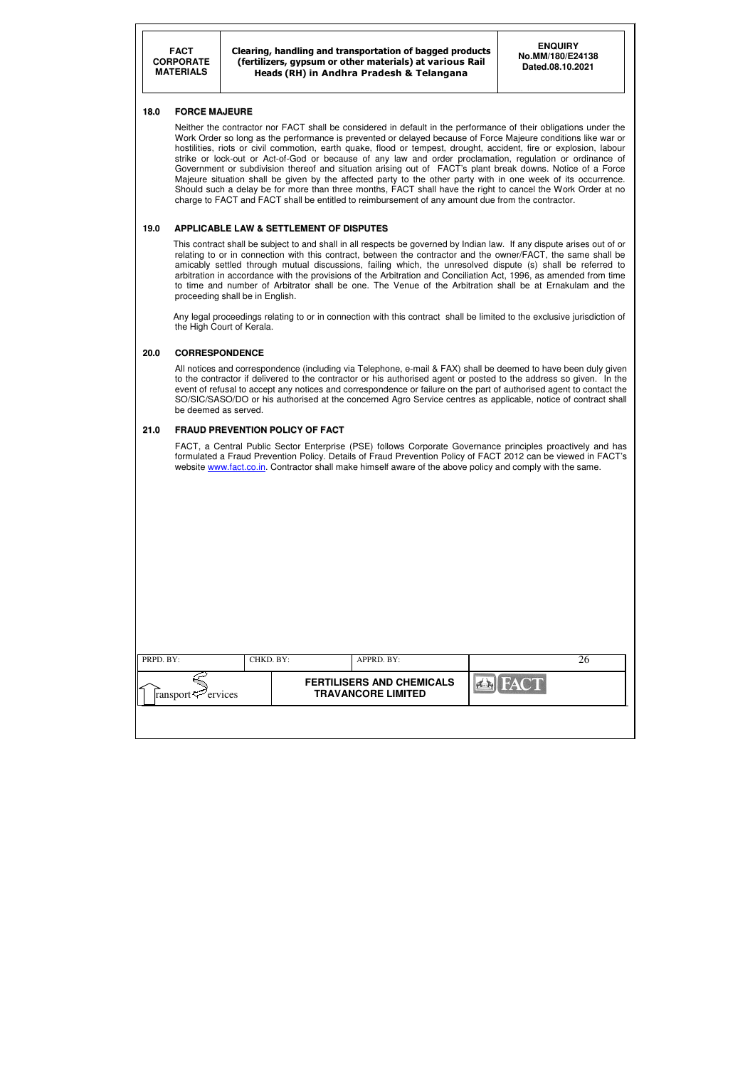## 18.0 FORCE MAJEURE

Neither the contractor nor FACT shall be considered in default in the performance of their obligations under the Work Order so long as the performance is prevented or delayed because of Force Majeure conditions like war or hostilities, riots or civil commotion, earth quake, flood or tempest, drought, accident, fire or explosion, labour strike or lock-out or Act-of-God or because of any law and order proclamation, regulation or ordinance of Government or subdivision thereof and situation arising out of FACT's plant break downs. Notice of a Force Majeure situation shall be given by the affected party to the other party with in one week of its occurrence. Should such a delay be for more than three months, FACT shall have the right to cancel the Work Order at no charge to FACT and FACT shall be entitled to reimbursement of any amount due from the contractor.

## 19.0 APPLICABLE LAW & SETTLEMENT OF DISPUTES

This contract shall be subject to and shall in all respects be governed by Indian law. If any dispute arises out of or relating to or in connection with this contract, between the contractor and the owner/FACT, the same shall be amicably settled through mutual discussions, failing which, the unresolved dispute (s) shall be referred to arbitration in accordance with the provisions of the Arbitration and Conciliation Act, 1996, as amended from time to time and number of Arbitrator shall be one. The Venue of the Arbitration shall be at Ernakulam and the proceeding shall be in English.

Any legal proceedings relating to or in connection with this contract shall be limited to the exclusive jurisdiction of the High Court of Kerala.

## 20.0 CORRESPONDENCE

All notices and correspondence (including via Telephone, e-mail & FAX) shall be deemed to have been duly given to the contractor if delivered to the contractor or his authorised agent or posted to the address so given. In the event of refusal to accept any notices and correspondence or failure on the part of authorised agent to contact the SO/SIC/SASO/DO or his authorised at the concerned Agro Service centres as applicable, notice of contract shall be deemed as served.

## 21.0 FRAUD PREVENTION POLICY OF FACT

FACT, a Central Public Sector Enterprise (PSE) follows Corporate Governance principles proactively and has formulated a Fraud Prevention Policy. Details of Fraud Prevention Policy of FACT 2012 can be viewed in FACT's website www.fact.co.in. Contractor shall make himself aware of the above policy and comply with the same.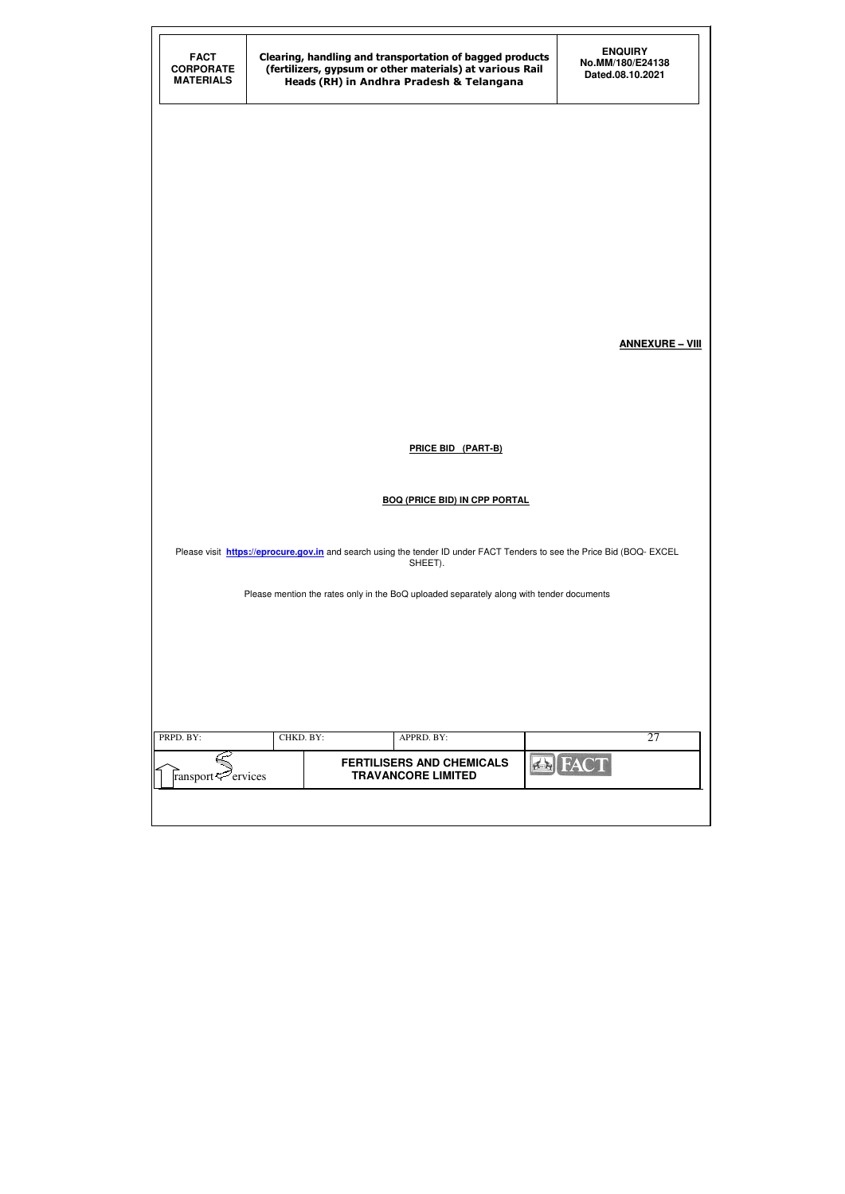**ANNEXURE – VIII**

**PRICE BID (PART-B)**

**BOQ (PRICE BID) IN CPP PORTAL**

Please visit **https://eprocure.gov.in** and search using the tender ID under FACT Tenders to see the Price Bid (BOQ- EXCEL SHEET).

Please mention the rates only in the BoQ uploaded separately along with tender documents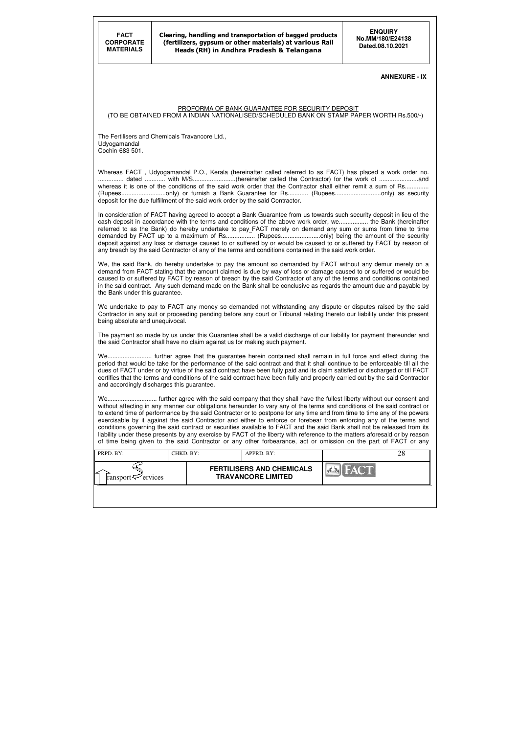**ANNEXURE - IX**

PROFORMA OF BANK GUARANTEE FOR SECURITY DEPOSIT
(TO BE OBTAINED FROM A INDIAN NATIONALISED/SCHEDULED BANK ON STAMP PAPER WORTH Rs.500/-)

The Fertilisers and Chemicals Travancore Ltd.,
Udyogamandal
Cochin-683 501.

Whereas FACT , Udyogamandal P.O., Kerala (hereinafter called referred to as FACT) has placed a work order no. ............... dated ............ with M/S.........................(hereinafter called the Contractor) for the work of .......................and whereas it is one of the conditions of the said work order that the Contractor shall either remit a sum of Rs............. (Rupees..........................only) or furnish a Bank Guarantee for Rs............ (Rupees...........................only) as security deposit for the due fulfillment of the said work order by the said Contractor.

In consideration of FACT having agreed to accept a Bank Guarantee from us towards such security deposit in lieu of the cash deposit in accordance with the terms and conditions of the above work order, we................. the Bank (hereinafter referred to as the Bank) do hereby undertake to pay FACT merely on demand any sum or sums from time to time demanded by FACT up to a maximum of Rs................. (Rupees.......................only) being the amount of the security deposit against any loss or damage caused to or suffered by or would be caused to or suffered by FACT by reason of any breach by the said Contractor of any of the terms and conditions contained in the said work order.

We, the said Bank, do hereby undertake to pay the amount so demanded by FACT without any demur merely on a demand from FACT stating that the amount claimed is due by way of loss or damage caused to or suffered or would be caused to or suffered by FACT by reason of breach by the said Contractor of any of the terms and conditions contained in the said contract. Any such demand made on the Bank shall be conclusive as regards the amount due and payable by the Bank under this guarantee.

We undertake to pay to FACT any money so demanded not withstanding any dispute or disputes raised by the said Contractor in any suit or proceeding pending before any court or Tribunal relating thereto our liability under this present being absolute and unequivocal.

The payment so made by us under this Guarantee shall be a valid discharge of our liability for payment thereunder and the said Contractor shall have no claim against us for making such payment.

We.......................... further agree that the guarantee herein contained shall remain in full force and effect during the period that would be take for the performance of the said contract and that it shall continue to be enforceable till all the dues of FACT under or by virtue of the said contract have been fully paid and its claim satisfied or discharged or till FACT certifies that the terms and conditions of the said contract have been fully and properly carried out by the said Contractor and accordingly discharges this guarantee.

We............................. further agree with the said company that they shall have the fullest liberty without our consent and without affecting in any manner our obligations hereunder to vary any of the terms and conditions of the said contract or to extend time of performance by the said Contractor or to postpone for any time and from time to time any of the powers exercisable by it against the said Contractor and either to enforce or forebear from enforcing any of the terms and conditions governing the said contract or securities available to FACT and the said Bank shall not be released from its liability under these presents by any exercise by FACT of the liberty with reference to the matters aforesaid or by reason of time being given to the said Contractor or any other forbearance, act or omission on the part of FACT or any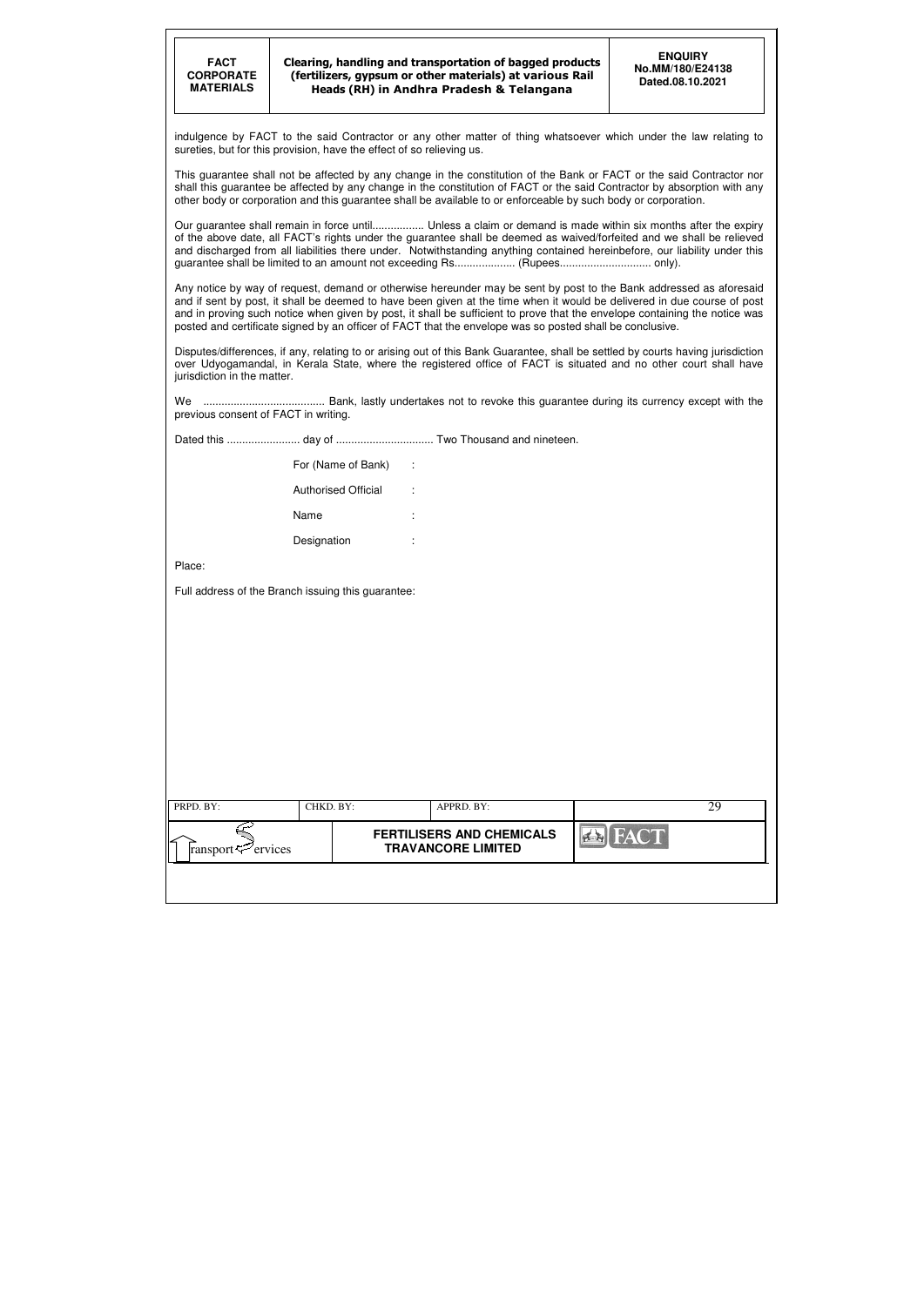indulgence by FACT to the said Contractor or any other matter of thing whatsoever which under the law relating to sureties, but for this provision, have the effect of so relieving us.

This guarantee shall not be affected by any change in the constitution of the Bank or FACT or the said Contractor nor shall this guarantee be affected by any change in the constitution of FACT or the said Contractor by absorption with any other body or corporation and this guarantee shall be available to or enforceable by such body or corporation.

Our guarantee shall remain in force until................. Unless a claim or demand is made within six months after the expiry of the above date, all FACT's rights under the guarantee shall be deemed as waived/forfeited and we shall be relieved and discharged from all liabilities there under. Notwithstanding anything contained hereinbefore, our liability under this guarantee shall be limited to an amount not exceeding Rs.................... (Rupees.............................. only).

Any notice by way of request, demand or otherwise hereunder may be sent by post to the Bank addressed as aforesaid and if sent by post, it shall be deemed to have been given at the time when it would be delivered in due course of post and in proving such notice when given by post, it shall be sufficient to prove that the envelope containing the notice was posted and certificate signed by an officer of FACT that the envelope was so posted shall be conclusive.

Disputes/differences, if any, relating to or arising out of this Bank Guarantee, shall be settled by courts having jurisdiction over Udyogamandal, in Kerala State, where the registered office of FACT is situated and no other court shall have jurisdiction in the matter.

We ........................................ Bank, lastly undertakes not to revoke this guarantee during its currency except with the previous consent of FACT in writing.

Dated this ........................ day of ................................ Two Thousand and nineteen.

For (Name of Bank) :

Authorised Official :

Name :

Designation :

Place:

Full address of the Branch issuing this guarantee: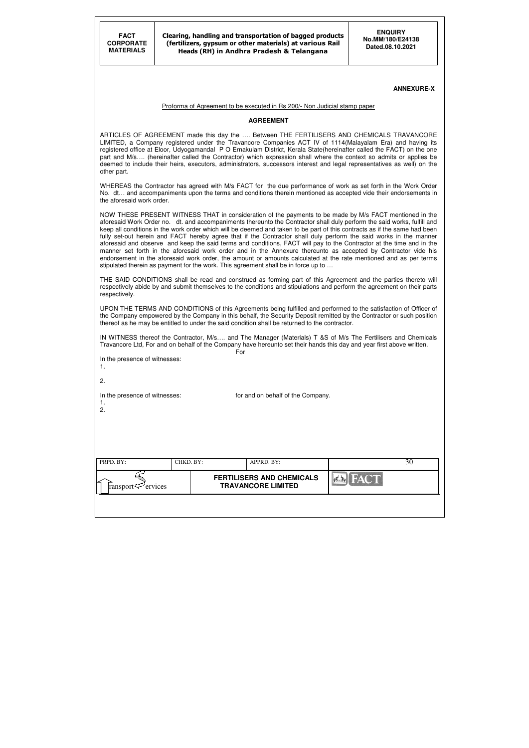**ANNEXURE-X**

Proforma of Agreement to be executed in Rs 200/- Non Judicial stamp paper

**AGREEMENT**

ARTICLES OF AGREEMENT made this day the …. Between THE FERTILISERS AND CHEMICALS TRAVANCORE LIMITED, a Company registered under the Travancore Companies ACT IV of 1114(Malayalam Era) and having its registered office at Eloor, Udyogamandal P O Ernakulam District, Kerala State(hereinafter called the FACT) on the one part and M/s…. (hereinafter called the Contractor) which expression shall where the context so admits or applies be deemed to include their heirs, executors, administrators, successors interest and legal representatives as well) on the other part.

WHEREAS the Contractor has agreed with M/s FACT for the due performance of work as set forth in the Work Order No. dt… and accompaniments upon the terms and conditions therein mentioned as accepted vide their endorsements in the aforesaid work order.

NOW THESE PRESENT WITNESS THAT in consideration of the payments to be made by M/s FACT mentioned in the aforesaid Work Order no. dt. and accompaniments thereunto the Contractor shall duly perform the said works, fulfill and keep all conditions in the work order which will be deemed and taken to be part of this contracts as if the same had been fully set-out herein and FACT hereby agree that if the Contractor shall duly perform the said works in the manner aforesaid and observe and keep the said terms and conditions, FACT will pay to the Contractor at the time and in the manner set forth in the aforesaid work order and in the Annexure thereunto as accepted by Contractor vide his endorsement in the aforesaid work order, the amount or amounts calculated at the rate mentioned and as per terms stipulated therein as payment for the work. This agreement shall be in force up to …

THE SAID CONDITIONS shall be read and construed as forming part of this Agreement and the parties thereto will respectively abide by and submit themselves to the conditions and stipulations and perform the agreement on their parts respectively.

UPON THE TERMS AND CONDITIONS of this Agreements being fulfilled and performed to the satisfaction of Officer of the Company empowered by the Company in this behalf, the Security Deposit remitted by the Contractor or such position thereof as he may be entitled to under the said condition shall be returned to the contractor.

IN WITNESS thereof the Contractor, M/s…. and The Manager (Materials) T &S of M/s The Fertilisers and Chemicals Travancore Ltd, For and on behalf of the Company have hereunto set their hands this day and year first above written.

For

In the presence of witnesses:

1.

2.

In the presence of witnesses: for and on behalf of the Company.

1.

2.

| PRPD. BY: | CHKD. BY: | APPRD. BY: |
|---|---|---|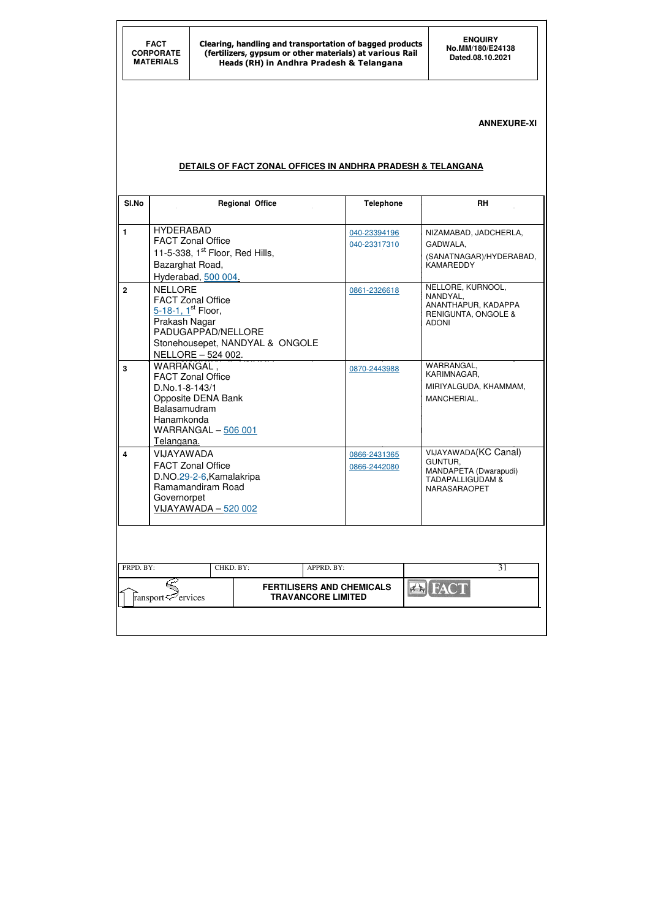**ANNEXURE-XI**

## DETAILS OF FACT ZONAL OFFICES IN ANDHRA PRADESH & TELANGANA

| Sl.No | Regional Office | Telephone | RH |
|---|---|---|---|
| 1 | HYDERABAD<br>FACT Zonal Office<br>11-5-338, 1st Floor, Red Hills,<br>Bazarghat Road,<br>Hyderabad, 500 004. | 040-23394196<br>040-23317310 | NIZAMABAD, JADCHERLA, GADWALA,<br>(SANATNAGAR)/HYDERABAD, KAMAREDDY |
| 2 | NELLORE<br>FACT Zonal Office<br>5-18-1, 1st Floor,<br>Prakash Nagar<br>PADUGAPPAD/NELLORE<br>Stonehousepet, NANDYAL & ONGOLE<br>NELLORE – 524 002. | 0861-2326618 | NELLORE, KURNOOL, NANDYAL, ANANTHAPUR, KADAPPA RENIGUNTA, ONGOLE & ADONI |
| 3 | WARRANGAL ,<br>FACT Zonal Office<br>D.No.1-8-143/1<br>Opposite DENA Bank<br>Balasamudram<br>Hanamkonda<br>WARRANGAL – 506 001<br>Telangana. | 0870-2443988 | WARRANGAL, KARIMNAGAR,<br>MIRIYALGUDA, KHAMMAM,<br>MANCHERIAL. |
| 4 | VIJAYAWADA<br>FACT Zonal Office<br>D.NO.29-2-6,Kamalakripa<br>Ramamandiram Road<br>Governorpet<br>VIJAYAWADA – 520 002 | 0866-2431365<br>0866-2442080 | VIJAYAWADA(KC Canal)<br>GUNTUR,<br>MANDAPETA (Dwarapudi)<br>TADAPALLIGUDAM &<br>NARASARAOPET |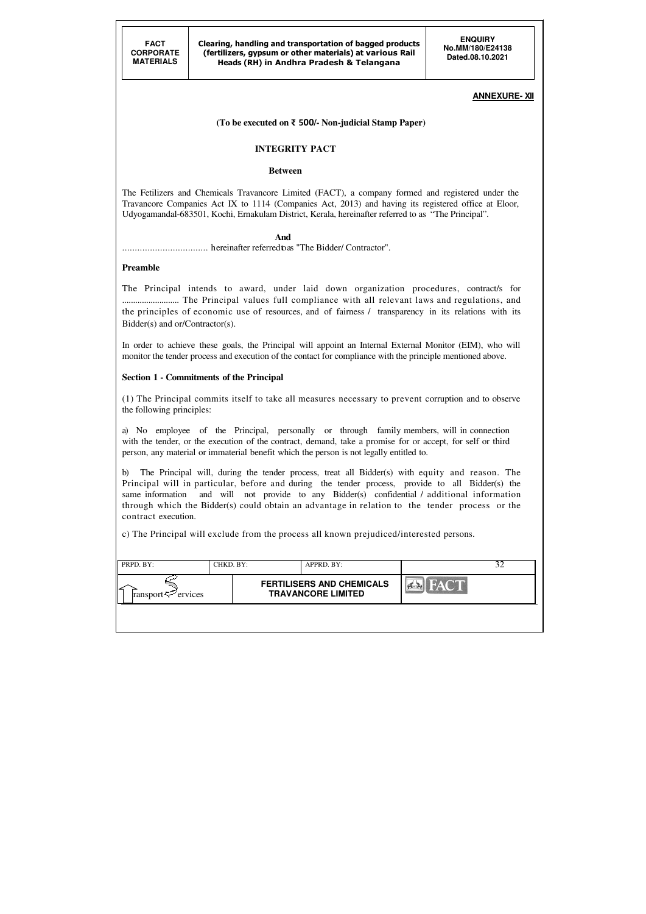**ANNEXURE- XII**

**(To be executed on ₹ 500/- Non-judicial Stamp Paper)**

# INTEGRITY PACT

**Between**

The Fetilizers and Chemicals Travancore Limited (FACT), a company formed and registered under the Travancore Companies Act IX to 1114 (Companies Act, 2013) and having its registered office at Eloor, Udyogamandal-683501, Kochi, Ernakulam District, Kerala, hereinafter referred to as "The Principal".

**And**

.................................. hereinafter referred to as "The Bidder/ Contractor".

**Preamble**

The Principal intends to award, under laid down organization procedures, contract/s for .......................... The Principal values full compliance with all relevant laws and regulations, and the principles of economic use of resources, and of fairness / transparency in its relations with its Bidder(s) and or/Contractor(s).

In order to achieve these goals, the Principal will appoint an Internal External Monitor (EIM), who will monitor the tender process and execution of the contact for compliance with the principle mentioned above.

**Section 1 - Commitments of the Principal**

(1) The Principal commits itself to take all measures necessary to prevent corruption and to observe the following principles:

a) No employee of the Principal, personally or through family members, will in connection with the tender, or the execution of the contract, demand, take a promise for or accept, for self or third person, any material or immaterial benefit which the person is not legally entitled to.

b) The Principal will, during the tender process, treat all Bidder(s) with equity and reason. The Principal will in particular, before and during the tender process, provide to all Bidder(s) the same information and will not provide to any Bidder(s) confidential / additional information through which the Bidder(s) could obtain an advantage in relation to the tender process or the contract execution.

c) The Principal will exclude from the process all known prejudiced/interested persons.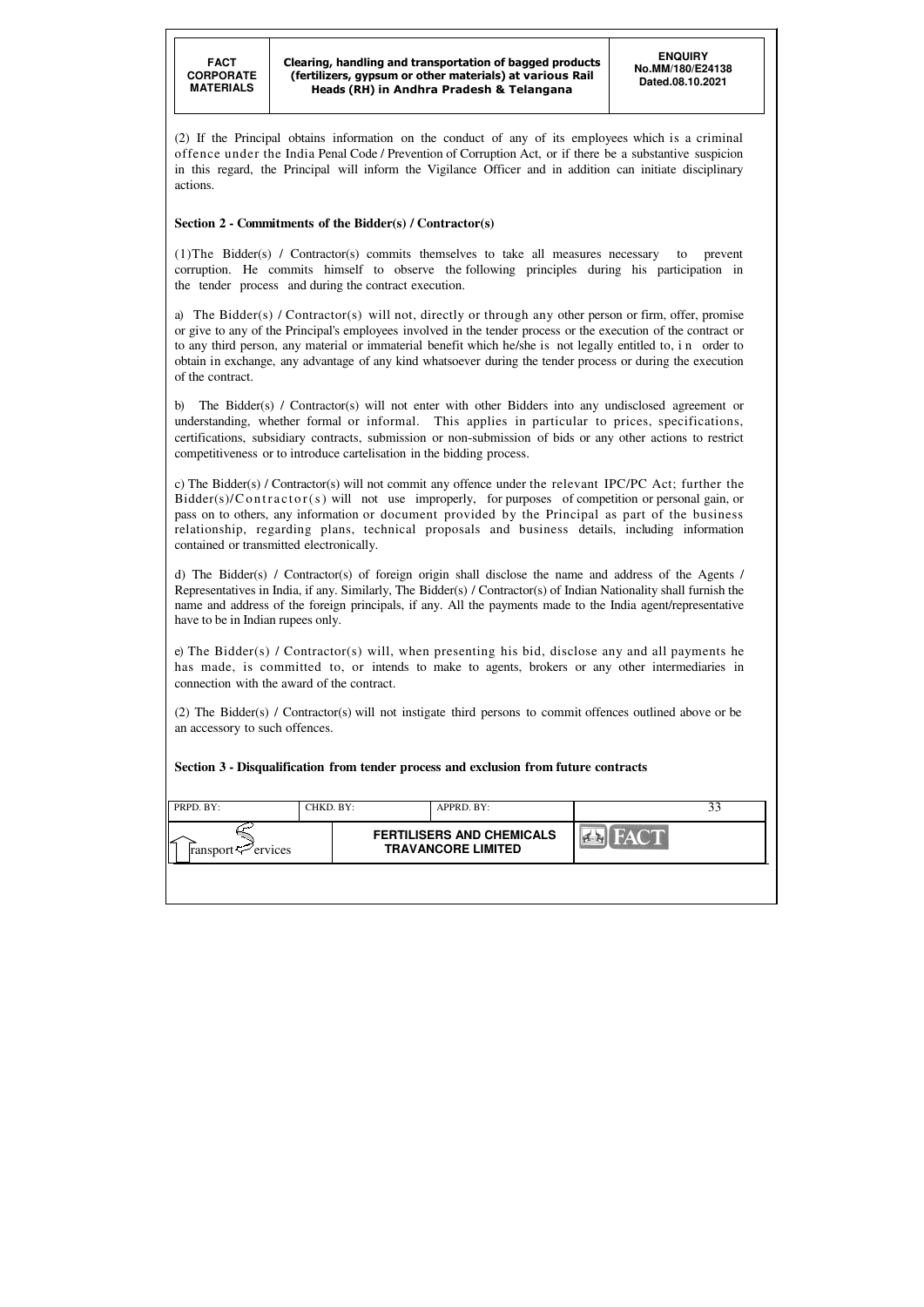(2) If the Principal obtains information on the conduct of any of its employees which is a criminal offence under the India Penal Code / Prevention of Corruption Act, or if there be a substantive suspicion in this regard, the Principal will inform the Vigilance Officer and in addition can initiate disciplinary actions.

**Section 2 - Commitments of the Bidder(s) / Contractor(s)**

(1)The Bidder(s) / Contractor(s) commits themselves to take all measures necessary to prevent corruption. He commits himself to observe the following principles during his participation in the tender process and during the contract execution.

a) The Bidder(s) / Contractor(s) will not, directly or through any other person or firm, offer, promise or give to any of the Principal's employees involved in the tender process or the execution of the contract or to any third person, any material or immaterial benefit which he/she is not legally entitled to, in order to obtain in exchange, any advantage of any kind whatsoever during the tender process or during the execution of the contract.

b) The Bidder(s) / Contractor(s) will not enter with other Bidders into any undisclosed agreement or understanding, whether formal or informal. This applies in particular to prices, specifications, certifications, subsidiary contracts, submission or non-submission of bids or any other actions to restrict competitiveness or to introduce cartelisation in the bidding process.

c) The Bidder(s) / Contractor(s) will not commit any offence under the relevant IPC/PC Act; further the Bidder(s)/Contractor(s) will not use improperly, for purposes of competition or personal gain, or pass on to others, any information or document provided by the Principal as part of the business relationship, regarding plans, technical proposals and business details, including information contained or transmitted electronically.

d) The Bidder(s) / Contractor(s) of foreign origin shall disclose the name and address of the Agents / Representatives in India, if any. Similarly, The Bidder(s) / Contractor(s) of Indian Nationality shall furnish the name and address of the foreign principals, if any. All the payments made to the India agent/representative have to be in Indian rupees only.

e) The Bidder(s) / Contractor(s) will, when presenting his bid, disclose any and all payments he has made, is committed to, or intends to make to agents, brokers or any other intermediaries in connection with the award of the contract.

(2) The Bidder(s) / Contractor(s) will not instigate third persons to commit offences outlined above or be an accessory to such offences.

**Section 3 - Disqualification from tender process and exclusion from future contracts**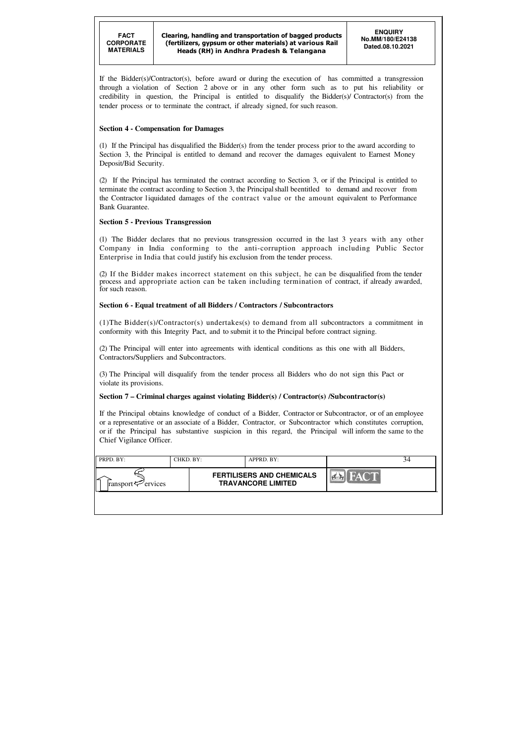If the Bidder(s)/Contractor(s), before award or during the execution of has committed a transgression through a violation of Section 2 above or in any other form such as to put his reliability or credibility in question, the Principal is entitled to disqualify the Bidder(s)/ Contractor(s) from the tender process or to terminate the contract, if already signed, for such reason.

**Section 4 - Compensation for Damages**

(1) If the Principal has disqualified the Bidder(s) from the tender process prior to the award according to Section 3, the Principal is entitled to demand and recover the damages equivalent to Earnest Money Deposit/Bid Security.

(2) If the Principal has terminated the contract according to Section 3, or if the Principal is entitled to terminate the contract according to Section 3, the Principal shall beentitled to demand and recover from the Contractor liquidated damages of the contract value or the amount equivalent to Performance Bank Guarantee.

**Section 5 - Previous Transgression**

(1) The Bidder declares that no previous transgression occurred in the last 3 years with any other Company in India conforming to the anti-corruption approach including Public Sector Enterprise in India that could justify his exclusion from the tender process.

(2) If the Bidder makes incorrect statement on this subject, he can be disqualified from the tender process and appropriate action can be taken including termination of contract, if already awarded, for such reason.

**Section 6 - Equal treatment of all Bidders / Contractors / Subcontractors**

(1)The Bidder(s)/Contractor(s) undertakes(s) to demand from all subcontractors a commitment in conformity with this Integrity Pact, and to submit it to the Principal before contract signing.

(2) The Principal will enter into agreements with identical conditions as this one with all Bidders, Contractors/Suppliers and Subcontractors.

(3) The Principal will disqualify from the tender process all Bidders who do not sign this Pact or violate its provisions.

**Section 7 – Criminal charges against violating Bidder(s) / Contractor(s) /Subcontractor(s)**

If the Principal obtains knowledge of conduct of a Bidder, Contractor or Subcontractor, or of an employee or a representative or an associate of a Bidder, Contractor, or Subcontractor which constitutes corruption, or if the Principal has substantive suspicion in this regard, the Principal will inform the same to the Chief Vigilance Officer.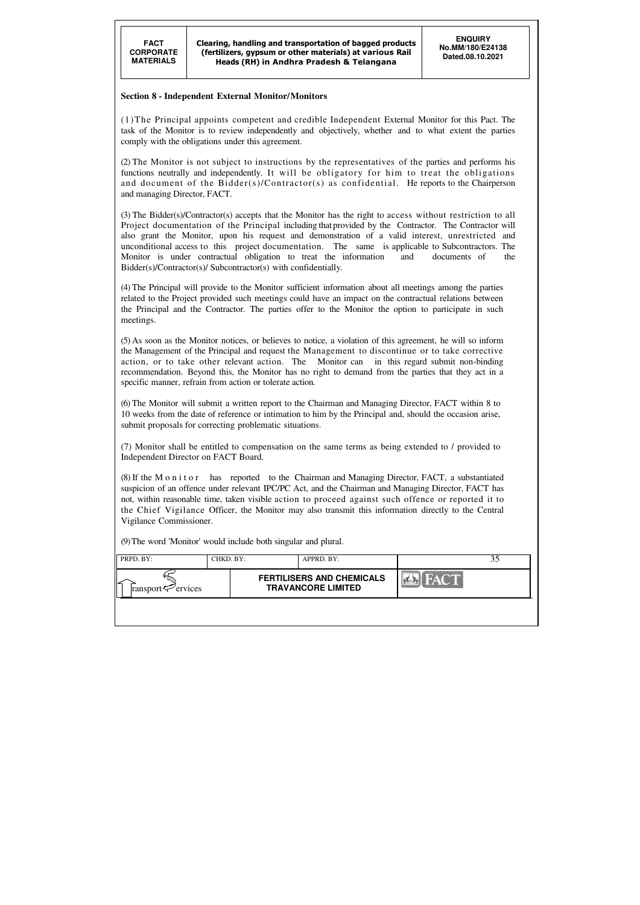## Section 8 - Independent External Monitor/Monitors

(1) The Principal appoints competent and credible Independent External Monitor for this Pact. The task of the Monitor is to review independently and objectively, whether and to what extent the parties comply with the obligations under this agreement.

(2) The Monitor is not subject to instructions by the representatives of the parties and performs his functions neutrally and independently. It will be obligatory for him to treat the obligations and document of the Bidder(s)/Contractor(s) as confidential. He reports to the Chairperson and managing Director, FACT.

(3) The Bidder(s)/Contractor(s) accepts that the Monitor has the right to access without restriction to all Project documentation of the Principal including that provided by the Contractor. The Contractor will also grant the Monitor, upon his request and demonstration of a valid interest, unrestricted and unconditional access to this project documentation. The same is applicable to Subcontractors. The Monitor is under contractual obligation to treat the information and documents of the Bidder(s)/Contractor(s)/ Subcontractor(s) with confidentially.

(4) The Principal will provide to the Monitor sufficient information about all meetings among the parties related to the Project provided such meetings could have an impact on the contractual relations between the Principal and the Contractor. The parties offer to the Monitor the option to participate in such meetings.

(5) As soon as the Monitor notices, or believes to notice, a violation of this agreement, he will so inform the Management of the Principal and request the Management to discontinue or to take corrective action, or to take other relevant action. The Monitor can in this regard submit non-binding recommendation. Beyond this, the Monitor has no right to demand from the parties that they act in a specific manner, refrain from action or tolerate action.

(6) The Monitor will submit a written report to the Chairman and Managing Director, FACT within 8 to 10 weeks from the date of reference or intimation to him by the Principal and, should the occasion arise, submit proposals for correcting problematic situations.

(7) Monitor shall be entitled to compensation on the same terms as being extended to / provided to Independent Director on FACT Board.

(8) If the Monitor has reported to the Chairman and Managing Director, FACT, a substantiated suspicion of an offence under relevant IPC/PC Act, and the Chairman and Managing Director, FACT has not, within reasonable time, taken visible action to proceed against such offence or reported it to the Chief Vigilance Officer, the Monitor may also transmit this information directly to the Central Vigilance Commissioner.

(9) The word 'Monitor' would include both singular and plural.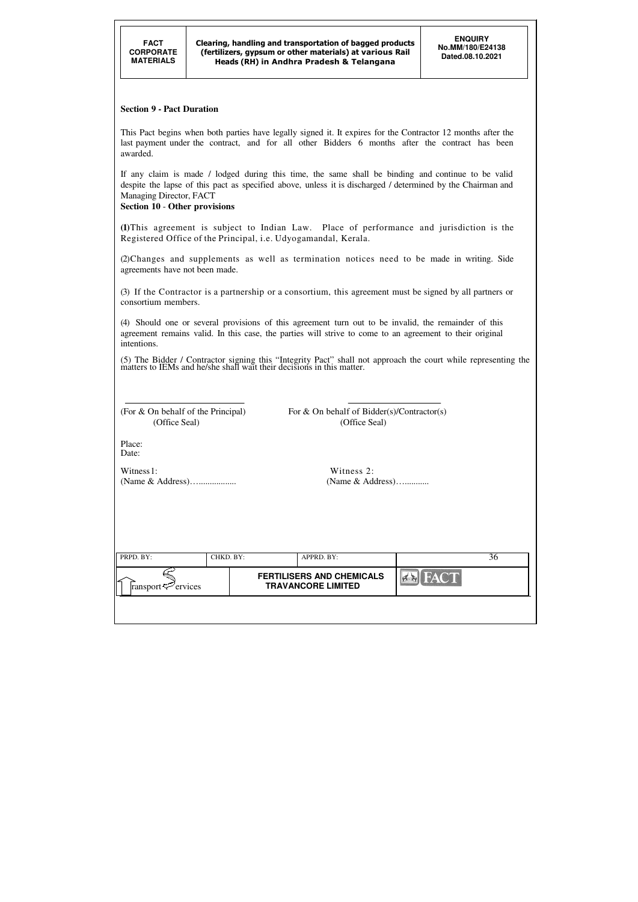### Section 9 - Pact Duration

This Pact begins when both parties have legally signed it. It expires for the Contractor 12 months after the last payment under the contract, and for all other Bidders 6 months after the contract has been awarded.

If any claim is made / lodged during this time, the same shall be binding and continue to be valid despite the lapse of this pact as specified above, unless it is discharged / determined by the Chairman and Managing Director, FACT

### Section 10 - Other provisions

**(1)**This agreement is subject to Indian Law. Place of performance and jurisdiction is the Registered Office of the Principal, i.e. Udyogamandal, Kerala.

(2)Changes and supplements as well as termination notices need to be made in writing. Side agreements have not been made.

(3) If the Contractor is a partnership or a consortium, this agreement must be signed by all partners or consortium members.

(4) Should one or several provisions of this agreement turn out to be invalid, the remainder of this agreement remains valid. In this case, the parties will strive to come to an agreement to their original intentions.

(5) The Bidder / Contractor signing this "Integrity Pact" shall not approach the court while representing the matters to IEMs and he/she shall wait their decisions in this matter.

\_\_\_\_\_\_\_\_\_\_\_\_\_\_\_\_\_\_\_\_\_\_\_\_\_ \_\_\_\_\_\_\_\_\_\_\_\_\_\_\_\_\_\_\_\_

(For & On behalf of the Principal) For & On behalf of Bidder(s)/Contractor(s)
(Office Seal) (Office Seal)

Place:
Date:

Witness1: Witness 2:
(Name & Address)…................ (Name & Address)….........